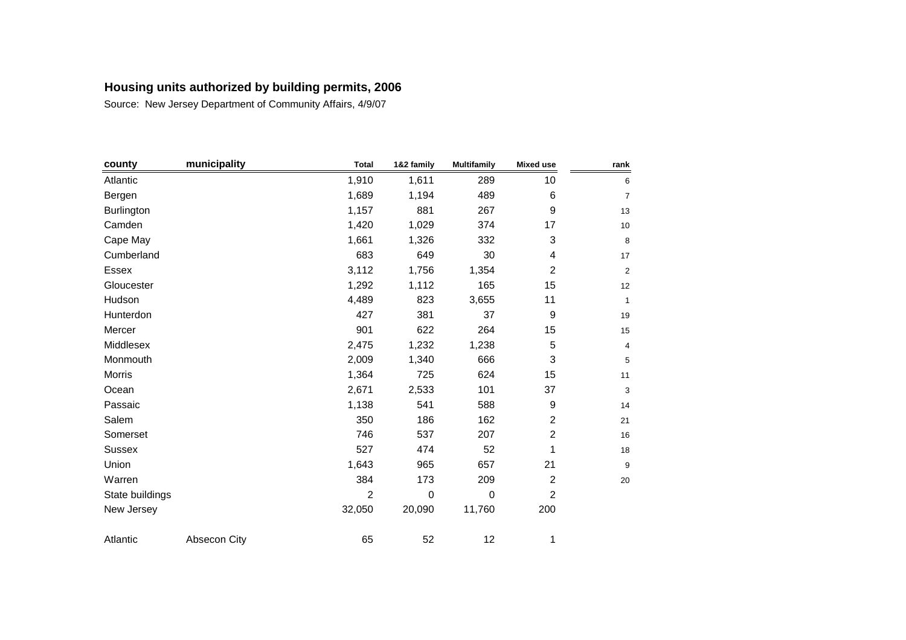## Housing units authorized by building permits, 2006

Source: New Jersey Department of Community Affairs, 4/9/07

| county | municipality | Total | 1&2 family | Multifamily | Mixed use | rank |
|---|---|---|---|---|---|---|
| Atlantic | | 1,910 | 1,611 | 289 | 10 | 6 |
| Bergen | | 1,689 | 1,194 | 489 | 6 | 7 |
| Burlington | | 1,157 | 881 | 267 | 9 | 13 |
| Camden | | 1,420 | 1,029 | 374 | 17 | 10 |
| Cape May | | 1,661 | 1,326 | 332 | 3 | 8 |
| Cumberland | | 683 | 649 | 30 | 4 | 17 |
| Essex | | 3,112 | 1,756 | 1,354 | 2 | 2 |
| Gloucester | | 1,292 | 1,112 | 165 | 15 | 12 |
| Hudson | | 4,489 | 823 | 3,655 | 11 | 1 |
| Hunterdon | | 427 | 381 | 37 | 9 | 19 |
| Mercer | | 901 | 622 | 264 | 15 | 15 |
| Middlesex | | 2,475 | 1,232 | 1,238 | 5 | 4 |
| Monmouth | | 2,009 | 1,340 | 666 | 3 | 5 |
| Morris | | 1,364 | 725 | 624 | 15 | 11 |
| Ocean | | 2,671 | 2,533 | 101 | 37 | 3 |
| Passaic | | 1,138 | 541 | 588 | 9 | 14 |
| Salem | | 350 | 186 | 162 | 2 | 21 |
| Somerset | | 746 | 537 | 207 | 2 | 16 |
| Sussex | | 527 | 474 | 52 | 1 | 18 |
| Union | | 1,643 | 965 | 657 | 21 | 9 |
| Warren | | 384 | 173 | 209 | 2 | 20 |
| State buildings | | 2 | 0 | 0 | 2 | |
| New Jersey | | 32,050 | 20,090 | 11,760 | 200 | |
| | | | | | | |
| Atlantic | Absecon City | 65 | 52 | 12 | 1 | |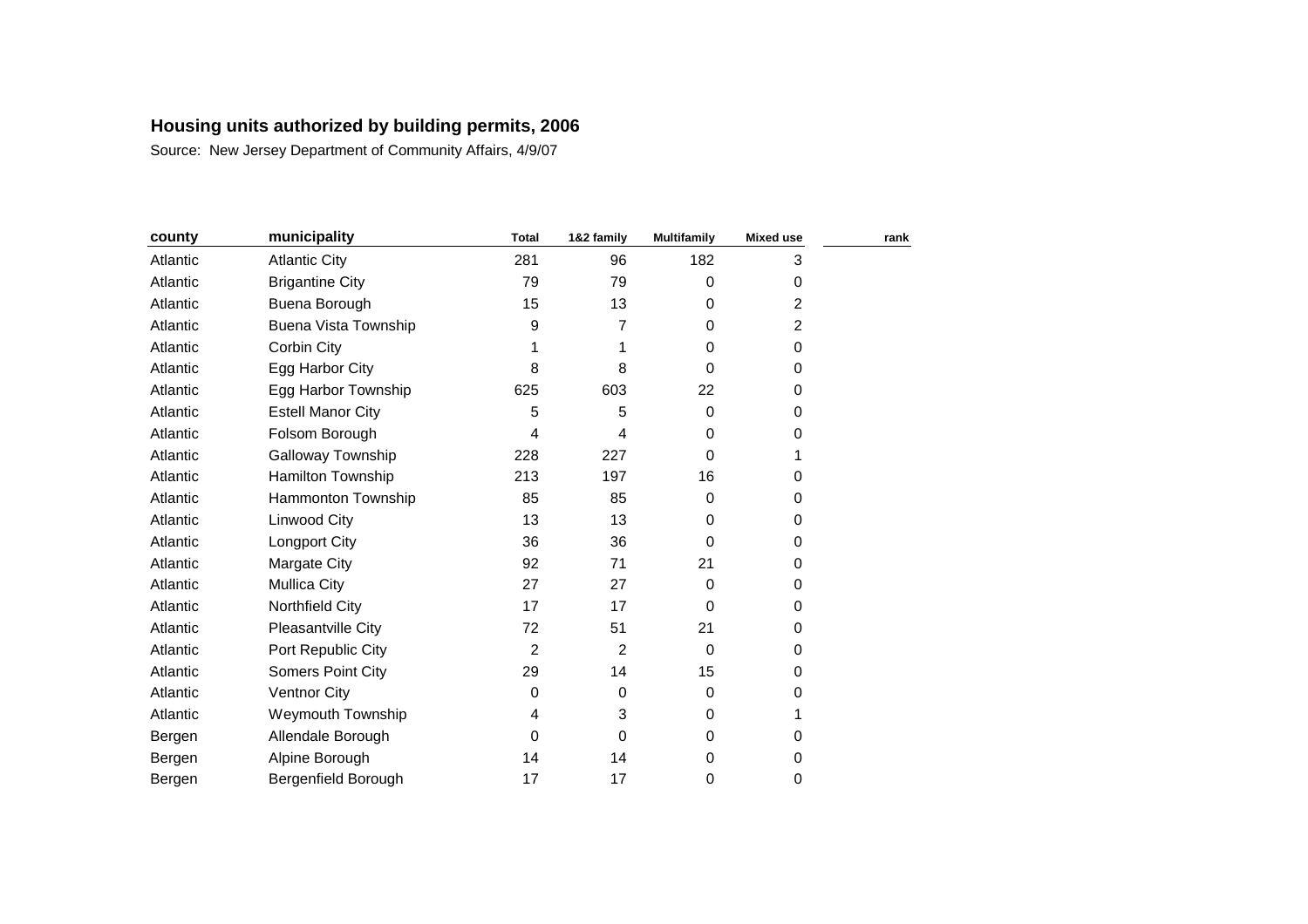# Housing units authorized by building permits, 2006

Source: New Jersey Department of Community Affairs, 4/9/07

| county | municipality | Total | 1&2 family | Multifamily | Mixed use | rank |
|---|---|---|---|---|---|---|
| Atlantic | Atlantic City | 281 | 96 | 182 | 3 | |
| Atlantic | Brigantine City | 79 | 79 | 0 | 0 | |
| Atlantic | Buena Borough | 15 | 13 | 0 | 2 | |
| Atlantic | Buena Vista Township | 9 | 7 | 0 | 2 | |
| Atlantic | Corbin City | 1 | 1 | 0 | 0 | |
| Atlantic | Egg Harbor City | 8 | 8 | 0 | 0 | |
| Atlantic | Egg Harbor Township | 625 | 603 | 22 | 0 | |
| Atlantic | Estell Manor City | 5 | 5 | 0 | 0 | |
| Atlantic | Folsom Borough | 4 | 4 | 0 | 0 | |
| Atlantic | Galloway Township | 228 | 227 | 0 | 1 | |
| Atlantic | Hamilton Township | 213 | 197 | 16 | 0 | |
| Atlantic | Hammonton Township | 85 | 85 | 0 | 0 | |
| Atlantic | Linwood City | 13 | 13 | 0 | 0 | |
| Atlantic | Longport City | 36 | 36 | 0 | 0 | |
| Atlantic | Margate City | 92 | 71 | 21 | 0 | |
| Atlantic | Mullica City | 27 | 27 | 0 | 0 | |
| Atlantic | Northfield City | 17 | 17 | 0 | 0 | |
| Atlantic | Pleasantville City | 72 | 51 | 21 | 0 | |
| Atlantic | Port Republic City | 2 | 2 | 0 | 0 | |
| Atlantic | Somers Point City | 29 | 14 | 15 | 0 | |
| Atlantic | Ventnor City | 0 | 0 | 0 | 0 | |
| Atlantic | Weymouth Township | 4 | 3 | 0 | 1 | |
| Bergen | Allendale Borough | 0 | 0 | 0 | 0 | |
| Bergen | Alpine Borough | 14 | 14 | 0 | 0 | |
| Bergen | Bergenfield Borough | 17 | 17 | 0 | 0 | |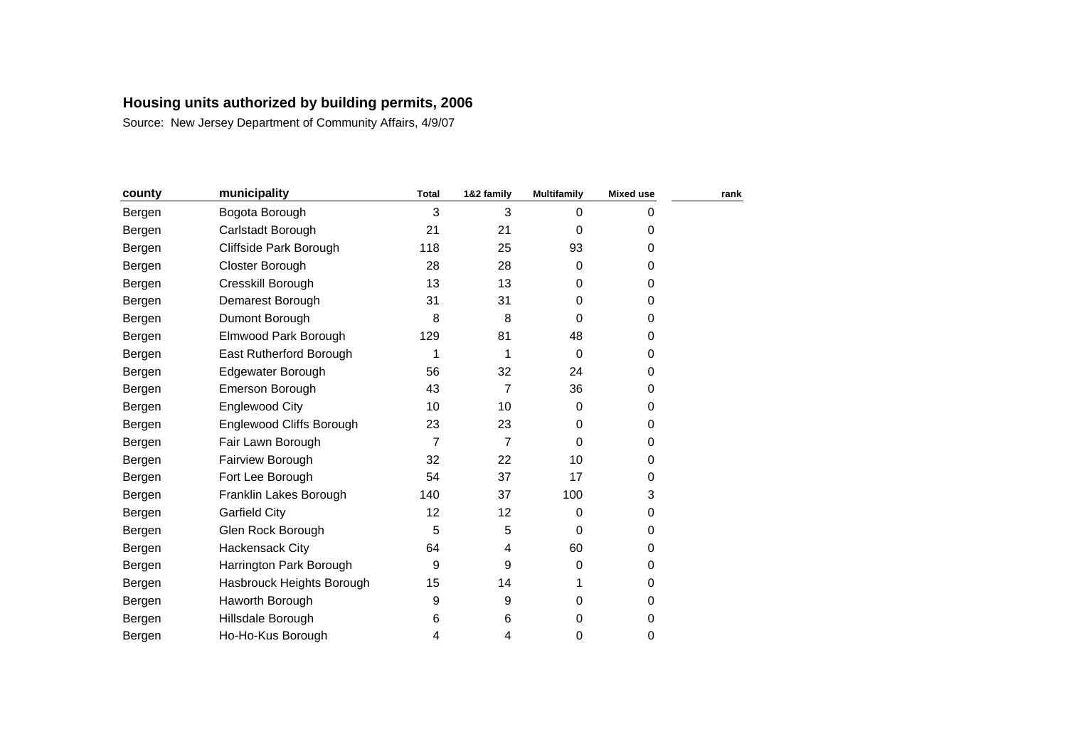## Housing units authorized by building permits, 2006

Source: New Jersey Department of Community Affairs, 4/9/07

| county | municipality | Total | 1&2 family | Multifamily | Mixed use | rank |
|---|---|---|---|---|---|---|
| Bergen | Bogota Borough | 3 | 3 | 0 | 0 | |
| Bergen | Carlstadt Borough | 21 | 21 | 0 | 0 | |
| Bergen | Cliffside Park Borough | 118 | 25 | 93 | 0 | |
| Bergen | Closter Borough | 28 | 28 | 0 | 0 | |
| Bergen | Cresskill Borough | 13 | 13 | 0 | 0 | |
| Bergen | Demarest Borough | 31 | 31 | 0 | 0 | |
| Bergen | Dumont Borough | 8 | 8 | 0 | 0 | |
| Bergen | Elmwood Park Borough | 129 | 81 | 48 | 0 | |
| Bergen | East Rutherford Borough | 1 | 1 | 0 | 0 | |
| Bergen | Edgewater Borough | 56 | 32 | 24 | 0 | |
| Bergen | Emerson Borough | 43 | 7 | 36 | 0 | |
| Bergen | Englewood City | 10 | 10 | 0 | 0 | |
| Bergen | Englewood Cliffs Borough | 23 | 23 | 0 | 0 | |
| Bergen | Fair Lawn Borough | 7 | 7 | 0 | 0 | |
| Bergen | Fairview Borough | 32 | 22 | 10 | 0 | |
| Bergen | Fort Lee Borough | 54 | 37 | 17 | 0 | |
| Bergen | Franklin Lakes Borough | 140 | 37 | 100 | 3 | |
| Bergen | Garfield City | 12 | 12 | 0 | 0 | |
| Bergen | Glen Rock Borough | 5 | 5 | 0 | 0 | |
| Bergen | Hackensack City | 64 | 4 | 60 | 0 | |
| Bergen | Harrington Park Borough | 9 | 9 | 0 | 0 | |
| Bergen | Hasbrouck Heights Borough | 15 | 14 | 1 | 0 | |
| Bergen | Haworth Borough | 9 | 9 | 0 | 0 | |
| Bergen | Hillsdale Borough | 6 | 6 | 0 | 0 | |
| Bergen | Ho-Ho-Kus Borough | 4 | 4 | 0 | 0 | |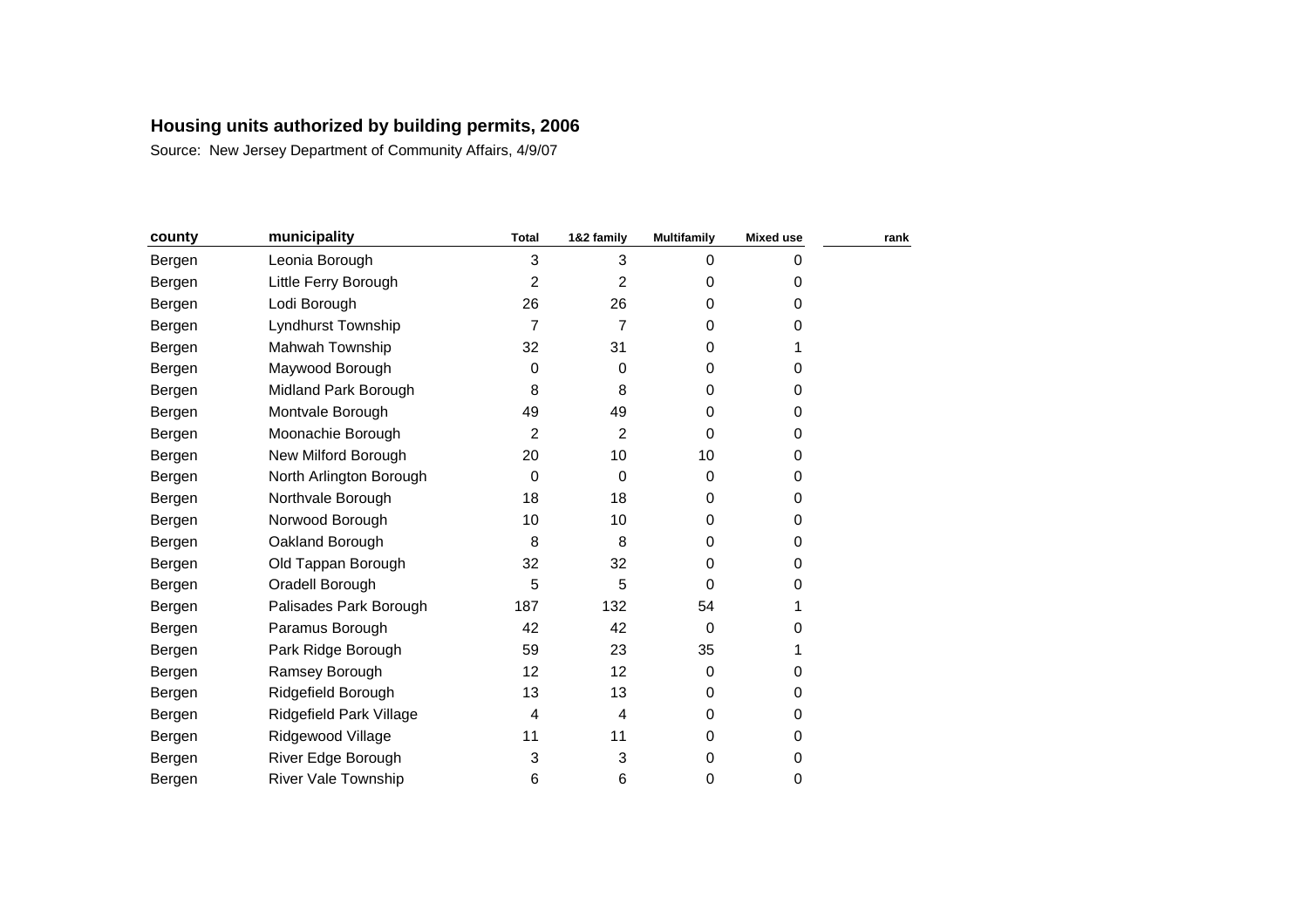## Housing units authorized by building permits, 2006

Source: New Jersey Department of Community Affairs, 4/9/07

| county | municipality | Total | 1&2 family | Multifamily | Mixed use | rank |
|---|---|---|---|---|---|---|
| Bergen | Leonia Borough | 3 | 3 | 0 | 0 | |
| Bergen | Little Ferry Borough | 2 | 2 | 0 | 0 | |
| Bergen | Lodi Borough | 26 | 26 | 0 | 0 | |
| Bergen | Lyndhurst Township | 7 | 7 | 0 | 0 | |
| Bergen | Mahwah Township | 32 | 31 | 0 | 1 | |
| Bergen | Maywood Borough | 0 | 0 | 0 | 0 | |
| Bergen | Midland Park Borough | 8 | 8 | 0 | 0 | |
| Bergen | Montvale Borough | 49 | 49 | 0 | 0 | |
| Bergen | Moonachie Borough | 2 | 2 | 0 | 0 | |
| Bergen | New Milford Borough | 20 | 10 | 10 | 0 | |
| Bergen | North Arlington Borough | 0 | 0 | 0 | 0 | |
| Bergen | Northvale Borough | 18 | 18 | 0 | 0 | |
| Bergen | Norwood Borough | 10 | 10 | 0 | 0 | |
| Bergen | Oakland Borough | 8 | 8 | 0 | 0 | |
| Bergen | Old Tappan Borough | 32 | 32 | 0 | 0 | |
| Bergen | Oradell Borough | 5 | 5 | 0 | 0 | |
| Bergen | Palisades Park Borough | 187 | 132 | 54 | 1 | |
| Bergen | Paramus Borough | 42 | 42 | 0 | 0 | |
| Bergen | Park Ridge Borough | 59 | 23 | 35 | 1 | |
| Bergen | Ramsey Borough | 12 | 12 | 0 | 0 | |
| Bergen | Ridgefield Borough | 13 | 13 | 0 | 0 | |
| Bergen | Ridgefield Park Village | 4 | 4 | 0 | 0 | |
| Bergen | Ridgewood Village | 11 | 11 | 0 | 0 | |
| Bergen | River Edge Borough | 3 | 3 | 0 | 0 | |
| Bergen | River Vale Township | 6 | 6 | 0 | 0 | |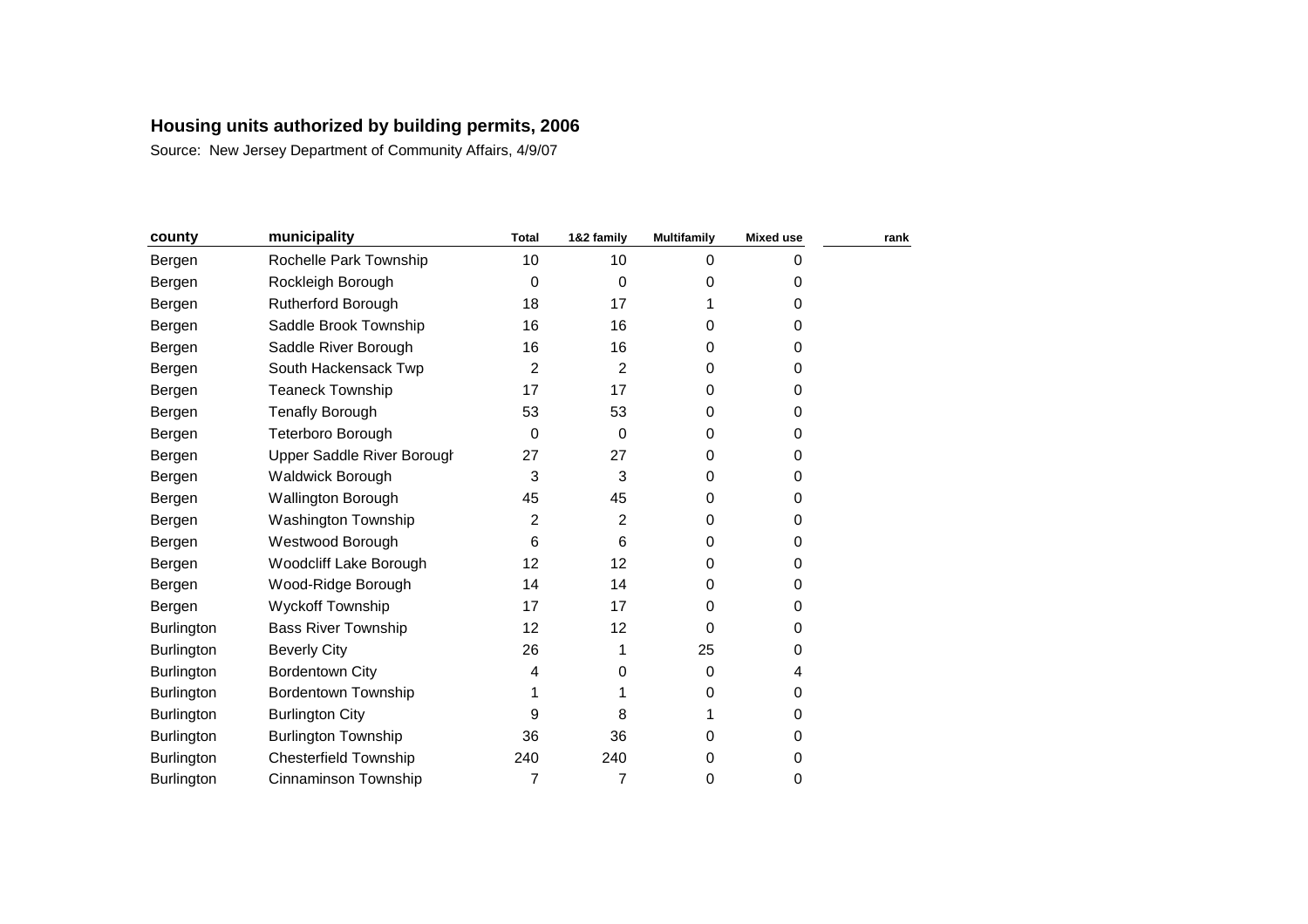**Housing units authorized by building permits, 2006**

Source: New Jersey Department of Community Affairs, 4/9/07

| county | municipality | Total | 1&2 family | Multifamily | Mixed use | rank |
|---|---|---|---|---|---|---|
| Bergen | Rochelle Park Township | 10 | 10 | 0 | 0 | |
| Bergen | Rockleigh Borough | 0 | 0 | 0 | 0 | |
| Bergen | Rutherford Borough | 18 | 17 | 1 | 0 | |
| Bergen | Saddle Brook Township | 16 | 16 | 0 | 0 | |
| Bergen | Saddle River Borough | 16 | 16 | 0 | 0 | |
| Bergen | South Hackensack Twp | 2 | 2 | 0 | 0 | |
| Bergen | Teaneck Township | 17 | 17 | 0 | 0 | |
| Bergen | Tenafly Borough | 53 | 53 | 0 | 0 | |
| Bergen | Teterboro Borough | 0 | 0 | 0 | 0 | |
| Bergen | Upper Saddle River Borough | 27 | 27 | 0 | 0 | |
| Bergen | Waldwick Borough | 3 | 3 | 0 | 0 | |
| Bergen | Wallington Borough | 45 | 45 | 0 | 0 | |
| Bergen | Washington Township | 2 | 2 | 0 | 0 | |
| Bergen | Westwood Borough | 6 | 6 | 0 | 0 | |
| Bergen | Woodcliff Lake Borough | 12 | 12 | 0 | 0 | |
| Bergen | Wood-Ridge Borough | 14 | 14 | 0 | 0 | |
| Bergen | Wyckoff Township | 17 | 17 | 0 | 0 | |
| Burlington | Bass River Township | 12 | 12 | 0 | 0 | |
| Burlington | Beverly City | 26 | 1 | 25 | 0 | |
| Burlington | Bordentown City | 4 | 0 | 0 | 4 | |
| Burlington | Bordentown Township | 1 | 1 | 0 | 0 | |
| Burlington | Burlington City | 9 | 8 | 1 | 0 | |
| Burlington | Burlington Township | 36 | 36 | 0 | 0 | |
| Burlington | Chesterfield Township | 240 | 240 | 0 | 0 | |
| Burlington | Cinnaminson Township | 7 | 7 | 0 | 0 | |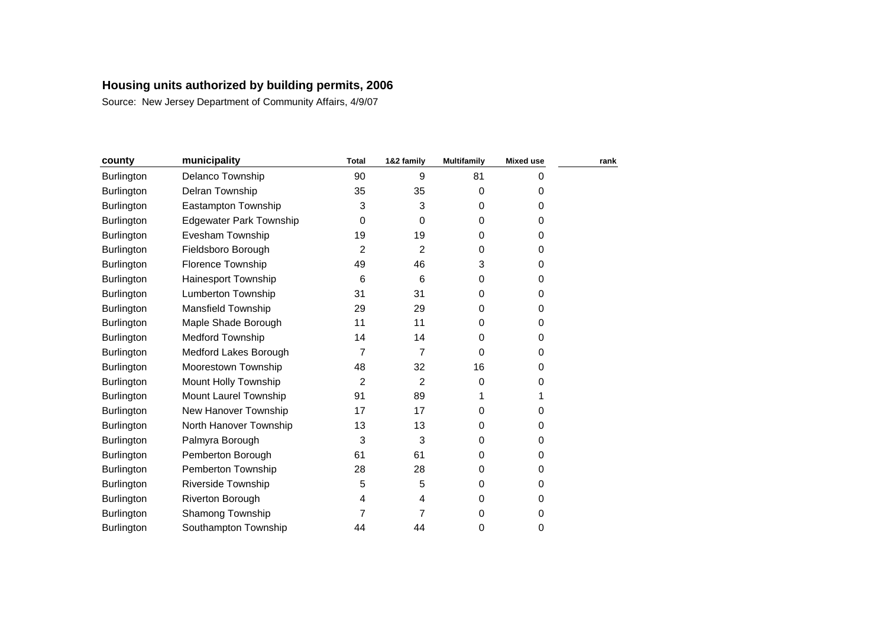**Housing units authorized by building permits, 2006**

Source: New Jersey Department of Community Affairs, 4/9/07

| county | municipality | Total | 1&2 family | Multifamily | Mixed use | rank |
|---|---|---|---|---|---|---|
| Burlington | Delanco Township | 90 | 9 | 81 | 0 | |
| Burlington | Delran Township | 35 | 35 | 0 | 0 | |
| Burlington | Eastampton Township | 3 | 3 | 0 | 0 | |
| Burlington | Edgewater Park Township | 0 | 0 | 0 | 0 | |
| Burlington | Evesham Township | 19 | 19 | 0 | 0 | |
| Burlington | Fieldsboro Borough | 2 | 2 | 0 | 0 | |
| Burlington | Florence Township | 49 | 46 | 3 | 0 | |
| Burlington | Hainesport Township | 6 | 6 | 0 | 0 | |
| Burlington | Lumberton Township | 31 | 31 | 0 | 0 | |
| Burlington | Mansfield Township | 29 | 29 | 0 | 0 | |
| Burlington | Maple Shade Borough | 11 | 11 | 0 | 0 | |
| Burlington | Medford Township | 14 | 14 | 0 | 0 | |
| Burlington | Medford Lakes Borough | 7 | 7 | 0 | 0 | |
| Burlington | Moorestown Township | 48 | 32 | 16 | 0 | |
| Burlington | Mount Holly Township | 2 | 2 | 0 | 0 | |
| Burlington | Mount Laurel Township | 91 | 89 | 1 | 1 | |
| Burlington | New Hanover Township | 17 | 17 | 0 | 0 | |
| Burlington | North Hanover Township | 13 | 13 | 0 | 0 | |
| Burlington | Palmyra Borough | 3 | 3 | 0 | 0 | |
| Burlington | Pemberton Borough | 61 | 61 | 0 | 0 | |
| Burlington | Pemberton Township | 28 | 28 | 0 | 0 | |
| Burlington | Riverside Township | 5 | 5 | 0 | 0 | |
| Burlington | Riverton Borough | 4 | 4 | 0 | 0 | |
| Burlington | Shamong Township | 7 | 7 | 0 | 0 | |
| Burlington | Southampton Township | 44 | 44 | 0 | 0 | |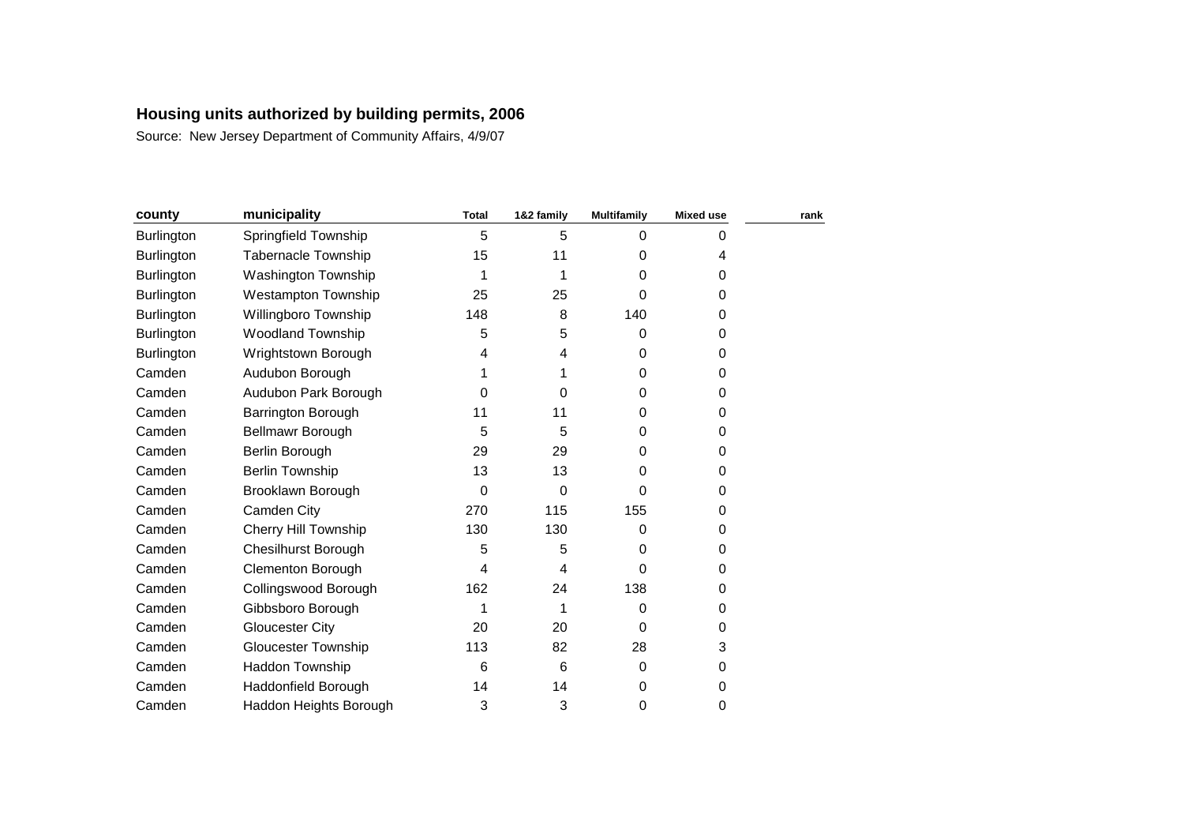**Housing units authorized by building permits, 2006**

Source: New Jersey Department of Community Affairs, 4/9/07

| county | municipality | Total | 1&2 family | Multifamily | Mixed use | rank |
|---|---|---|---|---|---|---|
| Burlington | Springfield Township | 5 | 5 | 0 | 0 | |
| Burlington | Tabernacle Township | 15 | 11 | 0 | 4 | |
| Burlington | Washington Township | 1 | 1 | 0 | 0 | |
| Burlington | Westampton Township | 25 | 25 | 0 | 0 | |
| Burlington | Willingboro Township | 148 | 8 | 140 | 0 | |
| Burlington | Woodland Township | 5 | 5 | 0 | 0 | |
| Burlington | Wrightstown Borough | 4 | 4 | 0 | 0 | |
| Camden | Audubon Borough | 1 | 1 | 0 | 0 | |
| Camden | Audubon Park Borough | 0 | 0 | 0 | 0 | |
| Camden | Barrington Borough | 11 | 11 | 0 | 0 | |
| Camden | Bellmawr Borough | 5 | 5 | 0 | 0 | |
| Camden | Berlin Borough | 29 | 29 | 0 | 0 | |
| Camden | Berlin Township | 13 | 13 | 0 | 0 | |
| Camden | Brooklawn Borough | 0 | 0 | 0 | 0 | |
| Camden | Camden City | 270 | 115 | 155 | 0 | |
| Camden | Cherry Hill Township | 130 | 130 | 0 | 0 | |
| Camden | Chesilhurst Borough | 5 | 5 | 0 | 0 | |
| Camden | Clementon Borough | 4 | 4 | 0 | 0 | |
| Camden | Collingswood Borough | 162 | 24 | 138 | 0 | |
| Camden | Gibbsboro Borough | 1 | 1 | 0 | 0 | |
| Camden | Gloucester City | 20 | 20 | 0 | 0 | |
| Camden | Gloucester Township | 113 | 82 | 28 | 3 | |
| Camden | Haddon Township | 6 | 6 | 0 | 0 | |
| Camden | Haddonfield Borough | 14 | 14 | 0 | 0 | |
| Camden | Haddon Heights Borough | 3 | 3 | 0 | 0 | |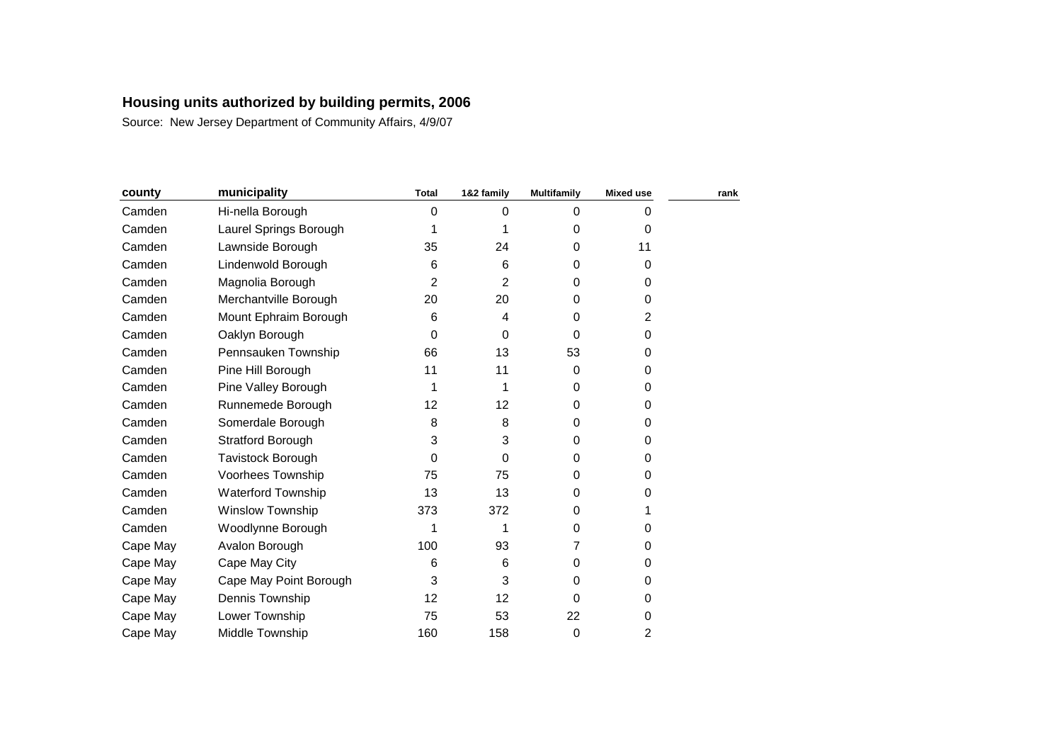**Housing units authorized by building permits, 2006**

Source: New Jersey Department of Community Affairs, 4/9/07

| county | municipality | Total | 1&2 family | Multifamily | Mixed use | rank |
|---|---|---|---|---|---|---|
| Camden | Hi-nella Borough | 0 | 0 | 0 | 0 | |
| Camden | Laurel Springs Borough | 1 | 1 | 0 | 0 | |
| Camden | Lawnside Borough | 35 | 24 | 0 | 11 | |
| Camden | Lindenwold Borough | 6 | 6 | 0 | 0 | |
| Camden | Magnolia Borough | 2 | 2 | 0 | 0 | |
| Camden | Merchantville Borough | 20 | 20 | 0 | 0 | |
| Camden | Mount Ephraim Borough | 6 | 4 | 0 | 2 | |
| Camden | Oaklyn Borough | 0 | 0 | 0 | 0 | |
| Camden | Pennsauken Township | 66 | 13 | 53 | 0 | |
| Camden | Pine Hill Borough | 11 | 11 | 0 | 0 | |
| Camden | Pine Valley Borough | 1 | 1 | 0 | 0 | |
| Camden | Runnemede Borough | 12 | 12 | 0 | 0 | |
| Camden | Somerdale Borough | 8 | 8 | 0 | 0 | |
| Camden | Stratford Borough | 3 | 3 | 0 | 0 | |
| Camden | Tavistock Borough | 0 | 0 | 0 | 0 | |
| Camden | Voorhees Township | 75 | 75 | 0 | 0 | |
| Camden | Waterford Township | 13 | 13 | 0 | 0 | |
| Camden | Winslow Township | 373 | 372 | 0 | 1 | |
| Camden | Woodlynne Borough | 1 | 1 | 0 | 0 | |
| Cape May | Avalon Borough | 100 | 93 | 7 | 0 | |
| Cape May | Cape May City | 6 | 6 | 0 | 0 | |
| Cape May | Cape May Point Borough | 3 | 3 | 0 | 0 | |
| Cape May | Dennis Township | 12 | 12 | 0 | 0 | |
| Cape May | Lower Township | 75 | 53 | 22 | 0 | |
| Cape May | Middle Township | 160 | 158 | 0 | 2 | |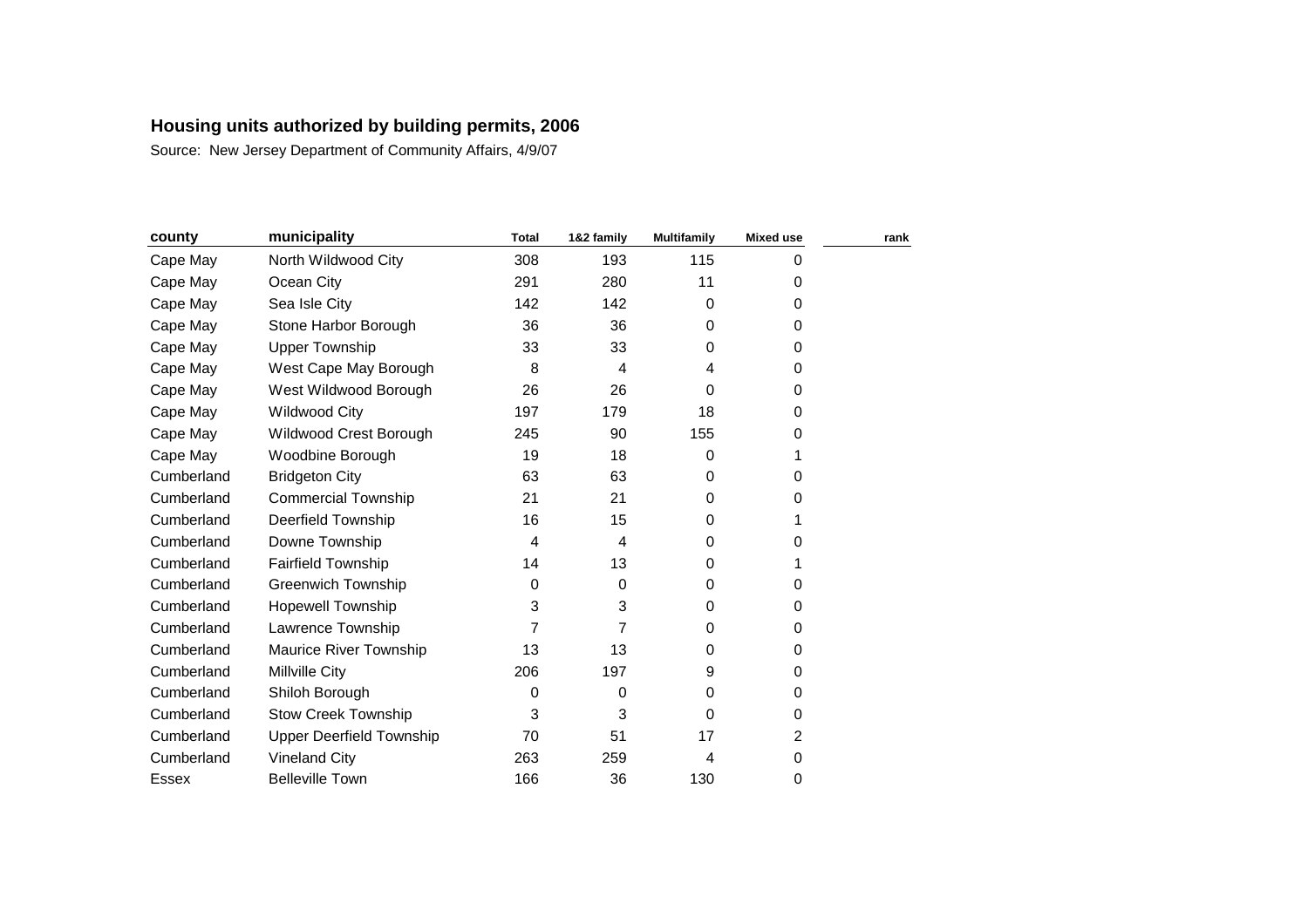# Housing units authorized by building permits, 2006

Source: New Jersey Department of Community Affairs, 4/9/07

| county | municipality | Total | 1&2 family | Multifamily | Mixed use | rank |
|---|---|---|---|---|---|---|
| Cape May | North Wildwood City | 308 | 193 | 115 | 0 | |
| Cape May | Ocean City | 291 | 280 | 11 | 0 | |
| Cape May | Sea Isle City | 142 | 142 | 0 | 0 | |
| Cape May | Stone Harbor Borough | 36 | 36 | 0 | 0 | |
| Cape May | Upper Township | 33 | 33 | 0 | 0 | |
| Cape May | West Cape May Borough | 8 | 4 | 4 | 0 | |
| Cape May | West Wildwood Borough | 26 | 26 | 0 | 0 | |
| Cape May | Wildwood City | 197 | 179 | 18 | 0 | |
| Cape May | Wildwood Crest Borough | 245 | 90 | 155 | 0 | |
| Cape May | Woodbine Borough | 19 | 18 | 0 | 1 | |
| Cumberland | Bridgeton City | 63 | 63 | 0 | 0 | |
| Cumberland | Commercial Township | 21 | 21 | 0 | 0 | |
| Cumberland | Deerfield Township | 16 | 15 | 0 | 1 | |
| Cumberland | Downe Township | 4 | 4 | 0 | 0 | |
| Cumberland | Fairfield Township | 14 | 13 | 0 | 1 | |
| Cumberland | Greenwich Township | 0 | 0 | 0 | 0 | |
| Cumberland | Hopewell Township | 3 | 3 | 0 | 0 | |
| Cumberland | Lawrence Township | 7 | 7 | 0 | 0 | |
| Cumberland | Maurice River Township | 13 | 13 | 0 | 0 | |
| Cumberland | Millville City | 206 | 197 | 9 | 0 | |
| Cumberland | Shiloh Borough | 0 | 0 | 0 | 0 | |
| Cumberland | Stow Creek Township | 3 | 3 | 0 | 0 | |
| Cumberland | Upper Deerfield Township | 70 | 51 | 17 | 2 | |
| Cumberland | Vineland City | 263 | 259 | 4 | 0 | |
| Essex | Belleville Town | 166 | 36 | 130 | 0 | |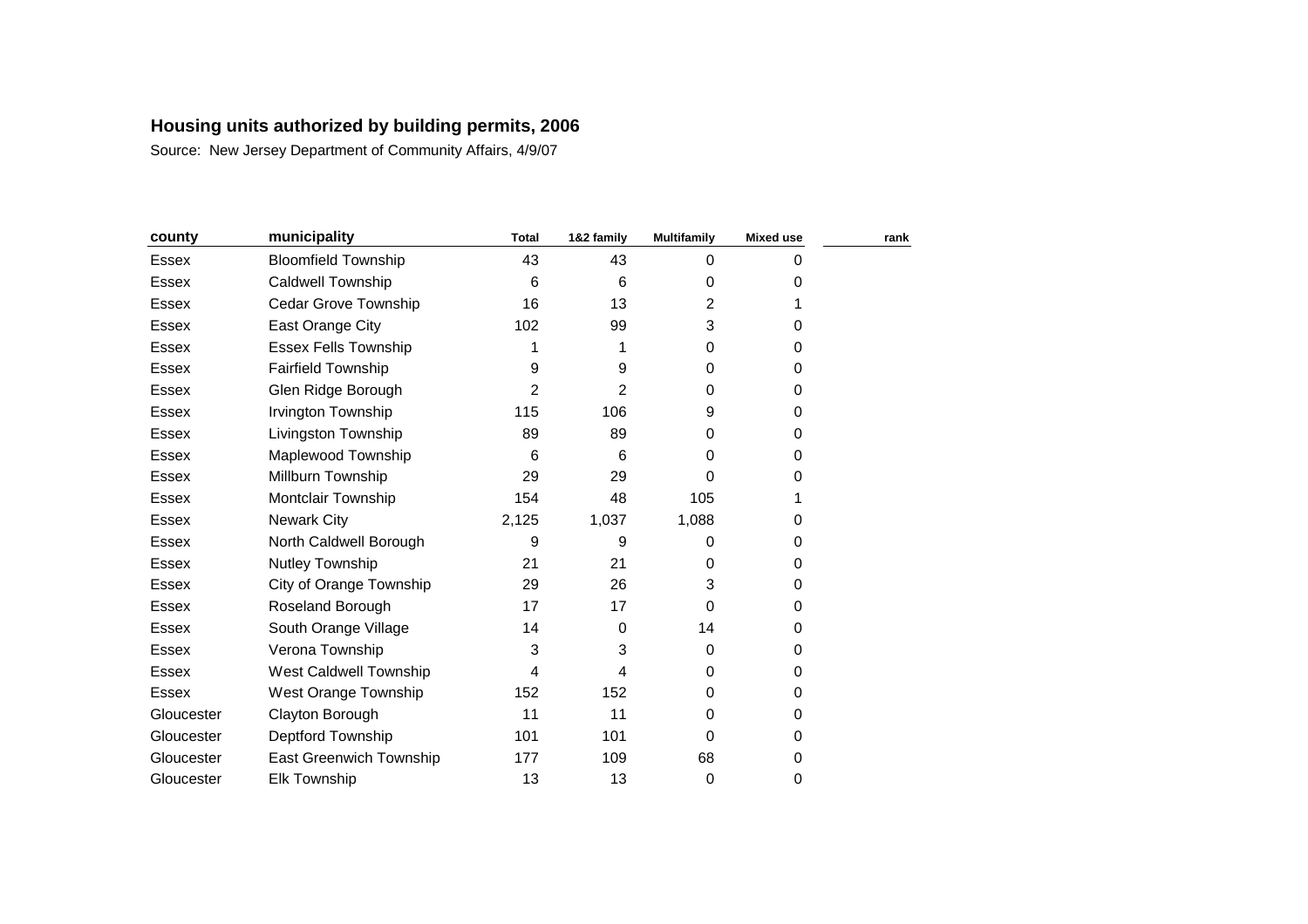**Housing units authorized by building permits, 2006**

Source: New Jersey Department of Community Affairs, 4/9/07

| county | municipality | Total | 1&2 family | Multifamily | Mixed use | rank |
|---|---|---|---|---|---|---|
| Essex | Bloomfield Township | 43 | 43 | 0 | 0 | |
| Essex | Caldwell Township | 6 | 6 | 0 | 0 | |
| Essex | Cedar Grove Township | 16 | 13 | 2 | 1 | |
| Essex | East Orange City | 102 | 99 | 3 | 0 | |
| Essex | Essex Fells Township | 1 | 1 | 0 | 0 | |
| Essex | Fairfield Township | 9 | 9 | 0 | 0 | |
| Essex | Glen Ridge Borough | 2 | 2 | 0 | 0 | |
| Essex | Irvington Township | 115 | 106 | 9 | 0 | |
| Essex | Livingston Township | 89 | 89 | 0 | 0 | |
| Essex | Maplewood Township | 6 | 6 | 0 | 0 | |
| Essex | Millburn Township | 29 | 29 | 0 | 0 | |
| Essex | Montclair Township | 154 | 48 | 105 | 1 | |
| Essex | Newark City | 2,125 | 1,037 | 1,088 | 0 | |
| Essex | North Caldwell Borough | 9 | 9 | 0 | 0 | |
| Essex | Nutley Township | 21 | 21 | 0 | 0 | |
| Essex | City of Orange Township | 29 | 26 | 3 | 0 | |
| Essex | Roseland Borough | 17 | 17 | 0 | 0 | |
| Essex | South Orange Village | 14 | 0 | 14 | 0 | |
| Essex | Verona Township | 3 | 3 | 0 | 0 | |
| Essex | West Caldwell Township | 4 | 4 | 0 | 0 | |
| Essex | West Orange Township | 152 | 152 | 0 | 0 | |
| Gloucester | Clayton Borough | 11 | 11 | 0 | 0 | |
| Gloucester | Deptford Township | 101 | 101 | 0 | 0 | |
| Gloucester | East Greenwich Township | 177 | 109 | 68 | 0 | |
| Gloucester | Elk Township | 13 | 13 | 0 | 0 | |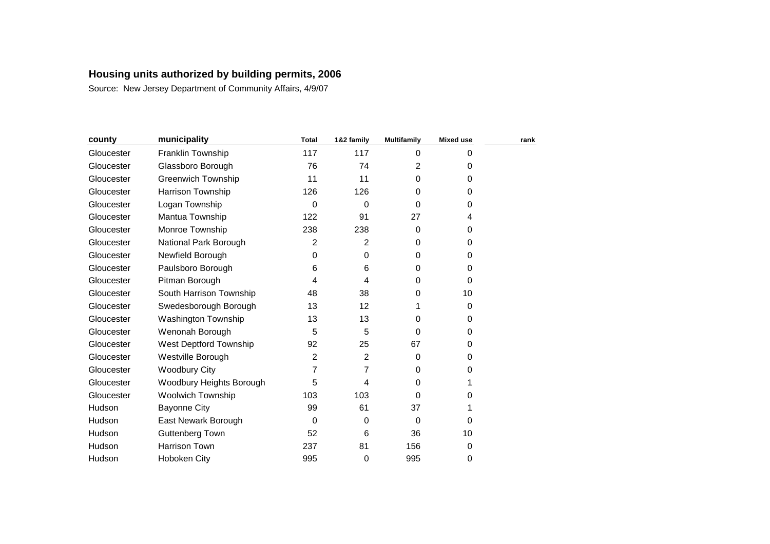## Housing units authorized by building permits, 2006

Source: New Jersey Department of Community Affairs, 4/9/07

| county | municipality | Total | 1&2 family | Multifamily | Mixed use | rank |
|---|---|---|---|---|---|---|
| Gloucester | Franklin Township | 117 | 117 | 0 | 0 | |
| Gloucester | Glassboro Borough | 76 | 74 | 2 | 0 | |
| Gloucester | Greenwich Township | 11 | 11 | 0 | 0 | |
| Gloucester | Harrison Township | 126 | 126 | 0 | 0 | |
| Gloucester | Logan Township | 0 | 0 | 0 | 0 | |
| Gloucester | Mantua Township | 122 | 91 | 27 | 4 | |
| Gloucester | Monroe Township | 238 | 238 | 0 | 0 | |
| Gloucester | National Park Borough | 2 | 2 | 0 | 0 | |
| Gloucester | Newfield Borough | 0 | 0 | 0 | 0 | |
| Gloucester | Paulsboro Borough | 6 | 6 | 0 | 0 | |
| Gloucester | Pitman Borough | 4 | 4 | 0 | 0 | |
| Gloucester | South Harrison Township | 48 | 38 | 0 | 10 | |
| Gloucester | Swedesborough Borough | 13 | 12 | 1 | 0 | |
| Gloucester | Washington Township | 13 | 13 | 0 | 0 | |
| Gloucester | Wenonah Borough | 5 | 5 | 0 | 0 | |
| Gloucester | West Deptford Township | 92 | 25 | 67 | 0 | |
| Gloucester | Westville Borough | 2 | 2 | 0 | 0 | |
| Gloucester | Woodbury City | 7 | 7 | 0 | 0 | |
| Gloucester | Woodbury Heights Borough | 5 | 4 | 0 | 1 | |
| Gloucester | Woolwich Township | 103 | 103 | 0 | 0 | |
| Hudson | Bayonne City | 99 | 61 | 37 | 1 | |
| Hudson | East Newark Borough | 0 | 0 | 0 | 0 | |
| Hudson | Guttenberg Town | 52 | 6 | 36 | 10 | |
| Hudson | Harrison Town | 237 | 81 | 156 | 0 | |
| Hudson | Hoboken City | 995 | 0 | 995 | 0 | |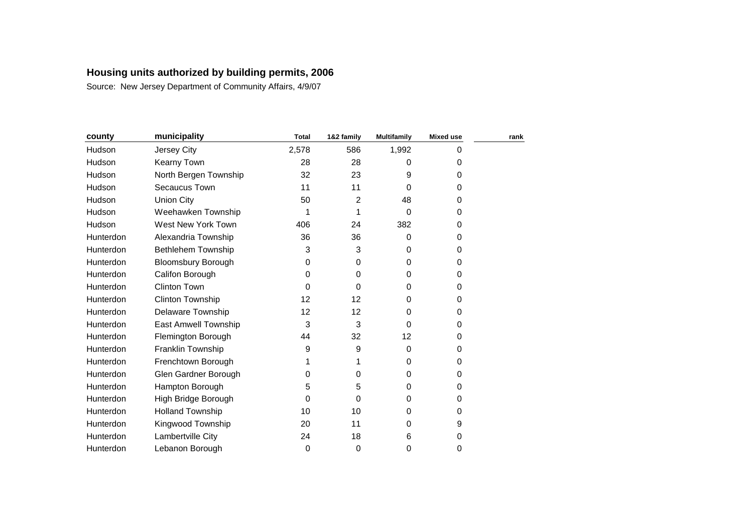# Housing units authorized by building permits, 2006

Source: New Jersey Department of Community Affairs, 4/9/07

| county | municipality | Total | 1&2 family | Multifamily | Mixed use | rank |
|---|---|---|---|---|---|---|
| Hudson | Jersey City | 2,578 | 586 | 1,992 | 0 | |
| Hudson | Kearny Town | 28 | 28 | 0 | 0 | |
| Hudson | North Bergen Township | 32 | 23 | 9 | 0 | |
| Hudson | Secaucus Town | 11 | 11 | 0 | 0 | |
| Hudson | Union City | 50 | 2 | 48 | 0 | |
| Hudson | Weehawken Township | 1 | 1 | 0 | 0 | |
| Hudson | West New York Town | 406 | 24 | 382 | 0 | |
| Hunterdon | Alexandria Township | 36 | 36 | 0 | 0 | |
| Hunterdon | Bethlehem Township | 3 | 3 | 0 | 0 | |
| Hunterdon | Bloomsbury Borough | 0 | 0 | 0 | 0 | |
| Hunterdon | Califon Borough | 0 | 0 | 0 | 0 | |
| Hunterdon | Clinton Town | 0 | 0 | 0 | 0 | |
| Hunterdon | Clinton Township | 12 | 12 | 0 | 0 | |
| Hunterdon | Delaware Township | 12 | 12 | 0 | 0 | |
| Hunterdon | East Amwell Township | 3 | 3 | 0 | 0 | |
| Hunterdon | Flemington Borough | 44 | 32 | 12 | 0 | |
| Hunterdon | Franklin Township | 9 | 9 | 0 | 0 | |
| Hunterdon | Frenchtown Borough | 1 | 1 | 0 | 0 | |
| Hunterdon | Glen Gardner Borough | 0 | 0 | 0 | 0 | |
| Hunterdon | Hampton Borough | 5 | 5 | 0 | 0 | |
| Hunterdon | High Bridge Borough | 0 | 0 | 0 | 0 | |
| Hunterdon | Holland Township | 10 | 10 | 0 | 0 | |
| Hunterdon | Kingwood Township | 20 | 11 | 0 | 9 | |
| Hunterdon | Lambertville City | 24 | 18 | 6 | 0 | |
| Hunterdon | Lebanon Borough | 0 | 0 | 0 | 0 | |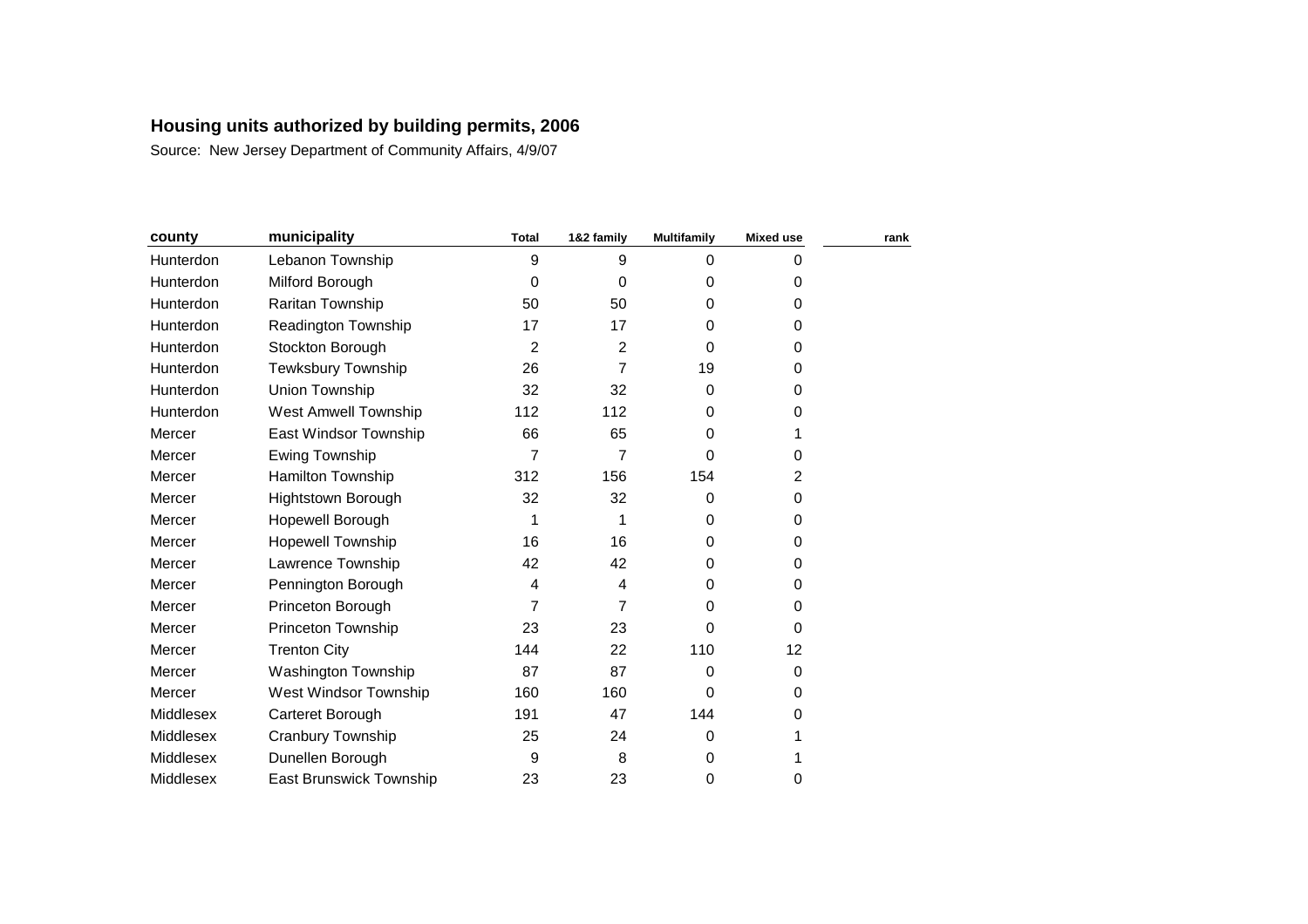**Housing units authorized by building permits, 2006**

Source: New Jersey Department of Community Affairs, 4/9/07

| county | municipality | Total | 1&2 family | Multifamily | Mixed use | rank |
|---|---|---|---|---|---|---|
| Hunterdon | Lebanon Township | 9 | 9 | 0 | 0 | |
| Hunterdon | Milford Borough | 0 | 0 | 0 | 0 | |
| Hunterdon | Raritan Township | 50 | 50 | 0 | 0 | |
| Hunterdon | Readington Township | 17 | 17 | 0 | 0 | |
| Hunterdon | Stockton Borough | 2 | 2 | 0 | 0 | |
| Hunterdon | Tewksbury Township | 26 | 7 | 19 | 0 | |
| Hunterdon | Union Township | 32 | 32 | 0 | 0 | |
| Hunterdon | West Amwell Township | 112 | 112 | 0 | 0 | |
| Mercer | East Windsor Township | 66 | 65 | 0 | 1 | |
| Mercer | Ewing Township | 7 | 7 | 0 | 0 | |
| Mercer | Hamilton Township | 312 | 156 | 154 | 2 | |
| Mercer | Hightstown Borough | 32 | 32 | 0 | 0 | |
| Mercer | Hopewell Borough | 1 | 1 | 0 | 0 | |
| Mercer | Hopewell Township | 16 | 16 | 0 | 0 | |
| Mercer | Lawrence Township | 42 | 42 | 0 | 0 | |
| Mercer | Pennington Borough | 4 | 4 | 0 | 0 | |
| Mercer | Princeton Borough | 7 | 7 | 0 | 0 | |
| Mercer | Princeton Township | 23 | 23 | 0 | 0 | |
| Mercer | Trenton City | 144 | 22 | 110 | 12 | |
| Mercer | Washington Township | 87 | 87 | 0 | 0 | |
| Mercer | West Windsor Township | 160 | 160 | 0 | 0 | |
| Middlesex | Carteret Borough | 191 | 47 | 144 | 0 | |
| Middlesex | Cranbury Township | 25 | 24 | 0 | 1 | |
| Middlesex | Dunellen Borough | 9 | 8 | 0 | 1 | |
| Middlesex | East Brunswick Township | 23 | 23 | 0 | 0 | |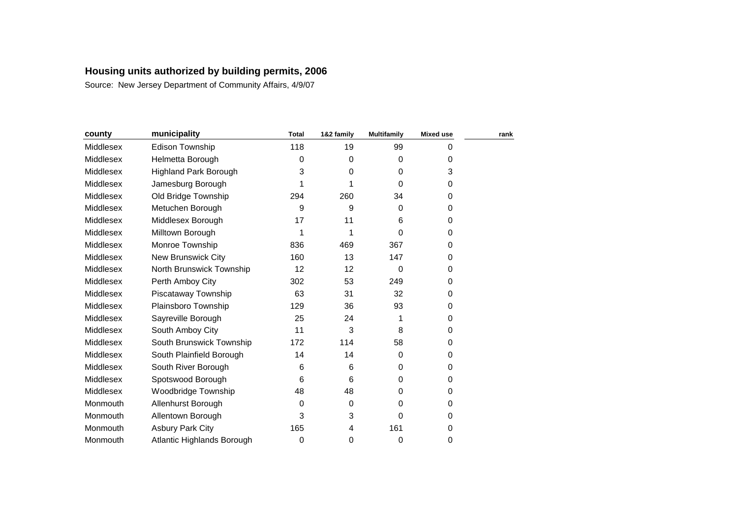**Housing units authorized by building permits, 2006**

Source: New Jersey Department of Community Affairs, 4/9/07

| county | municipality | Total | 1&2 family | Multifamily | Mixed use | rank |
|---|---|---|---|---|---|---|
| Middlesex | Edison Township | 118 | 19 | 99 | 0 | |
| Middlesex | Helmetta Borough | 0 | 0 | 0 | 0 | |
| Middlesex | Highland Park Borough | 3 | 0 | 0 | 3 | |
| Middlesex | Jamesburg Borough | 1 | 1 | 0 | 0 | |
| Middlesex | Old Bridge Township | 294 | 260 | 34 | 0 | |
| Middlesex | Metuchen Borough | 9 | 9 | 0 | 0 | |
| Middlesex | Middlesex Borough | 17 | 11 | 6 | 0 | |
| Middlesex | Milltown Borough | 1 | 1 | 0 | 0 | |
| Middlesex | Monroe Township | 836 | 469 | 367 | 0 | |
| Middlesex | New Brunswick City | 160 | 13 | 147 | 0 | |
| Middlesex | North Brunswick Township | 12 | 12 | 0 | 0 | |
| Middlesex | Perth Amboy City | 302 | 53 | 249 | 0 | |
| Middlesex | Piscataway Township | 63 | 31 | 32 | 0 | |
| Middlesex | Plainsboro Township | 129 | 36 | 93 | 0 | |
| Middlesex | Sayreville Borough | 25 | 24 | 1 | 0 | |
| Middlesex | South Amboy City | 11 | 3 | 8 | 0 | |
| Middlesex | South Brunswick Township | 172 | 114 | 58 | 0 | |
| Middlesex | South Plainfield Borough | 14 | 14 | 0 | 0 | |
| Middlesex | South River Borough | 6 | 6 | 0 | 0 | |
| Middlesex | Spotswood Borough | 6 | 6 | 0 | 0 | |
| Middlesex | Woodbridge Township | 48 | 48 | 0 | 0 | |
| Monmouth | Allenhurst Borough | 0 | 0 | 0 | 0 | |
| Monmouth | Allentown Borough | 3 | 3 | 0 | 0 | |
| Monmouth | Asbury Park City | 165 | 4 | 161 | 0 | |
| Monmouth | Atlantic Highlands Borough | 0 | 0 | 0 | 0 | |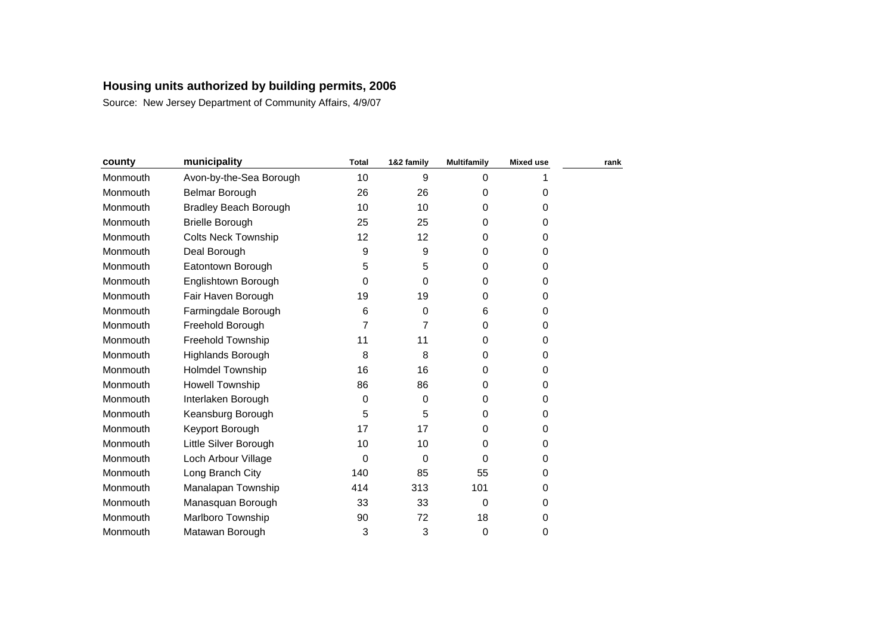## Housing units authorized by building permits, 2006

Source: New Jersey Department of Community Affairs, 4/9/07

| county | municipality | Total | 1&2 family | Multifamily | Mixed use | rank |
|---|---|---|---|---|---|---|
| Monmouth | Avon-by-the-Sea Borough | 10 | 9 | 0 | 1 | |
| Monmouth | Belmar Borough | 26 | 26 | 0 | 0 | |
| Monmouth | Bradley Beach Borough | 10 | 10 | 0 | 0 | |
| Monmouth | Brielle Borough | 25 | 25 | 0 | 0 | |
| Monmouth | Colts Neck Township | 12 | 12 | 0 | 0 | |
| Monmouth | Deal Borough | 9 | 9 | 0 | 0 | |
| Monmouth | Eatontown Borough | 5 | 5 | 0 | 0 | |
| Monmouth | Englishtown Borough | 0 | 0 | 0 | 0 | |
| Monmouth | Fair Haven Borough | 19 | 19 | 0 | 0 | |
| Monmouth | Farmingdale Borough | 6 | 0 | 6 | 0 | |
| Monmouth | Freehold Borough | 7 | 7 | 0 | 0 | |
| Monmouth | Freehold Township | 11 | 11 | 0 | 0 | |
| Monmouth | Highlands Borough | 8 | 8 | 0 | 0 | |
| Monmouth | Holmdel Township | 16 | 16 | 0 | 0 | |
| Monmouth | Howell Township | 86 | 86 | 0 | 0 | |
| Monmouth | Interlaken Borough | 0 | 0 | 0 | 0 | |
| Monmouth | Keansburg Borough | 5 | 5 | 0 | 0 | |
| Monmouth | Keyport Borough | 17 | 17 | 0 | 0 | |
| Monmouth | Little Silver Borough | 10 | 10 | 0 | 0 | |
| Monmouth | Loch Arbour Village | 0 | 0 | 0 | 0 | |
| Monmouth | Long Branch City | 140 | 85 | 55 | 0 | |
| Monmouth | Manalapan Township | 414 | 313 | 101 | 0 | |
| Monmouth | Manasquan Borough | 33 | 33 | 0 | 0 | |
| Monmouth | Marlboro Township | 90 | 72 | 18 | 0 | |
| Monmouth | Matawan Borough | 3 | 3 | 0 | 0 | |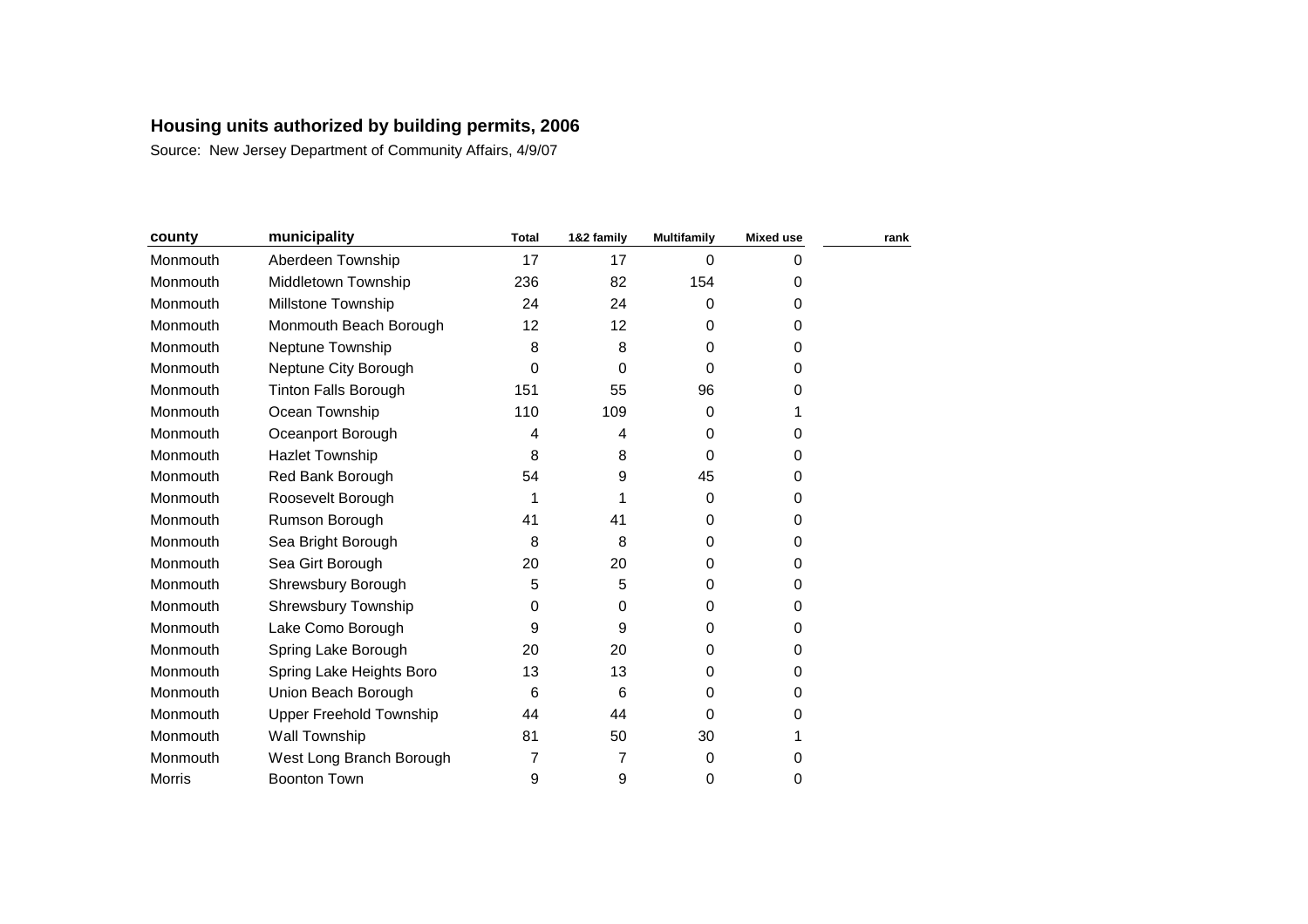## Housing units authorized by building permits, 2006

Source: New Jersey Department of Community Affairs, 4/9/07

| county | municipality | Total | 1&2 family | Multifamily | Mixed use | rank |
|---|---|---|---|---|---|---|
| Monmouth | Aberdeen Township | 17 | 17 | 0 | 0 | |
| Monmouth | Middletown Township | 236 | 82 | 154 | 0 | |
| Monmouth | Millstone Township | 24 | 24 | 0 | 0 | |
| Monmouth | Monmouth Beach Borough | 12 | 12 | 0 | 0 | |
| Monmouth | Neptune Township | 8 | 8 | 0 | 0 | |
| Monmouth | Neptune City Borough | 0 | 0 | 0 | 0 | |
| Monmouth | Tinton Falls Borough | 151 | 55 | 96 | 0 | |
| Monmouth | Ocean Township | 110 | 109 | 0 | 1 | |
| Monmouth | Oceanport Borough | 4 | 4 | 0 | 0 | |
| Monmouth | Hazlet Township | 8 | 8 | 0 | 0 | |
| Monmouth | Red Bank Borough | 54 | 9 | 45 | 0 | |
| Monmouth | Roosevelt Borough | 1 | 1 | 0 | 0 | |
| Monmouth | Rumson Borough | 41 | 41 | 0 | 0 | |
| Monmouth | Sea Bright Borough | 8 | 8 | 0 | 0 | |
| Monmouth | Sea Girt Borough | 20 | 20 | 0 | 0 | |
| Monmouth | Shrewsbury Borough | 5 | 5 | 0 | 0 | |
| Monmouth | Shrewsbury Township | 0 | 0 | 0 | 0 | |
| Monmouth | Lake Como Borough | 9 | 9 | 0 | 0 | |
| Monmouth | Spring Lake Borough | 20 | 20 | 0 | 0 | |
| Monmouth | Spring Lake Heights Boro | 13 | 13 | 0 | 0 | |
| Monmouth | Union Beach Borough | 6 | 6 | 0 | 0 | |
| Monmouth | Upper Freehold Township | 44 | 44 | 0 | 0 | |
| Monmouth | Wall Township | 81 | 50 | 30 | 1 | |
| Monmouth | West Long Branch Borough | 7 | 7 | 0 | 0 | |
| Morris | Boonton Town | 9 | 9 | 0 | 0 | |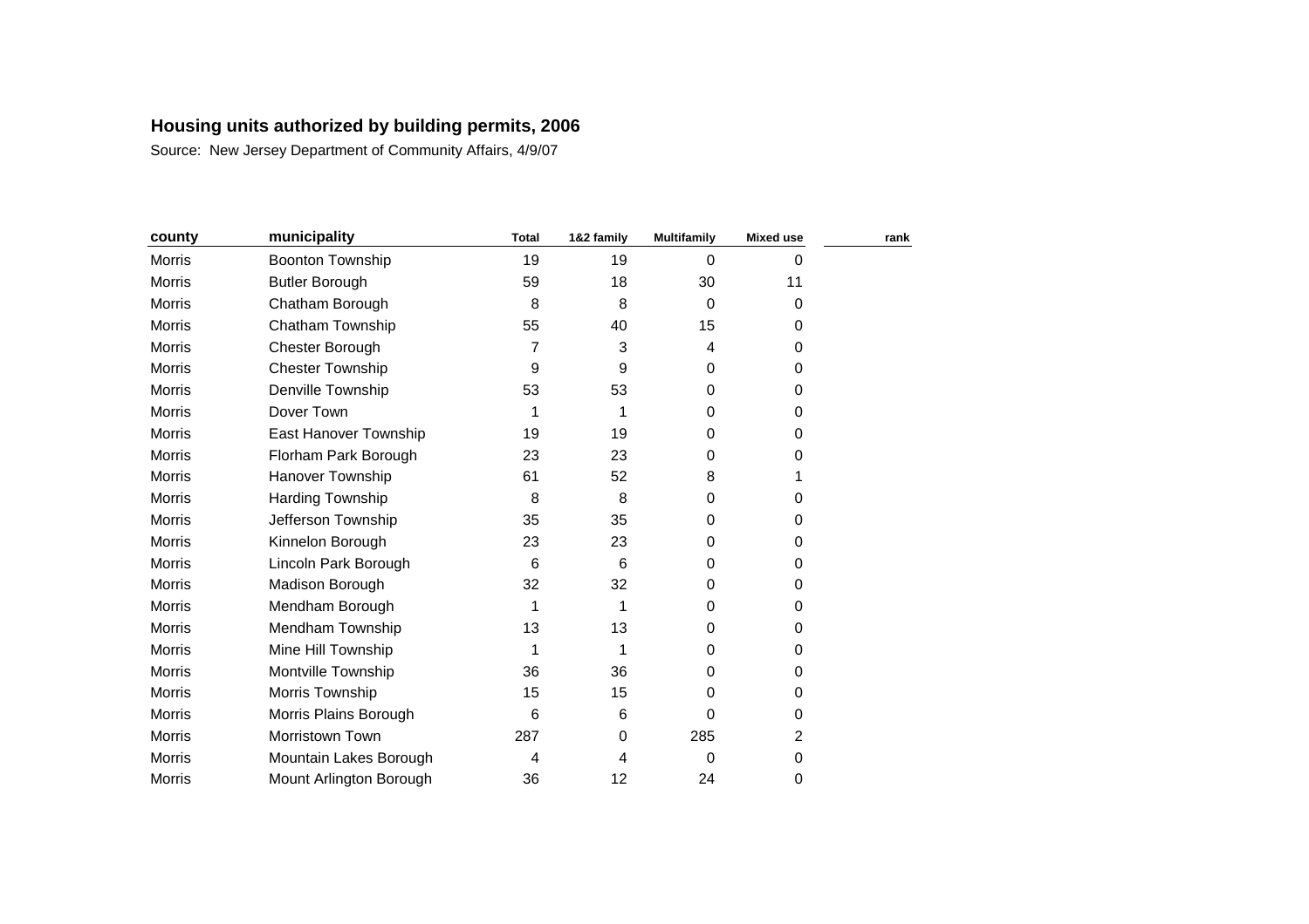**Housing units authorized by building permits, 2006**

Source: New Jersey Department of Community Affairs, 4/9/07

| county | municipality | Total | 1&2 family | Multifamily | Mixed use | rank |
|---|---|---|---|---|---|---|
| Morris | Boonton Township | 19 | 19 | 0 | 0 | |
| Morris | Butler Borough | 59 | 18 | 30 | 11 | |
| Morris | Chatham Borough | 8 | 8 | 0 | 0 | |
| Morris | Chatham Township | 55 | 40 | 15 | 0 | |
| Morris | Chester Borough | 7 | 3 | 4 | 0 | |
| Morris | Chester Township | 9 | 9 | 0 | 0 | |
| Morris | Denville Township | 53 | 53 | 0 | 0 | |
| Morris | Dover Town | 1 | 1 | 0 | 0 | |
| Morris | East Hanover Township | 19 | 19 | 0 | 0 | |
| Morris | Florham Park Borough | 23 | 23 | 0 | 0 | |
| Morris | Hanover Township | 61 | 52 | 8 | 1 | |
| Morris | Harding Township | 8 | 8 | 0 | 0 | |
| Morris | Jefferson Township | 35 | 35 | 0 | 0 | |
| Morris | Kinnelon Borough | 23 | 23 | 0 | 0 | |
| Morris | Lincoln Park Borough | 6 | 6 | 0 | 0 | |
| Morris | Madison Borough | 32 | 32 | 0 | 0 | |
| Morris | Mendham Borough | 1 | 1 | 0 | 0 | |
| Morris | Mendham Township | 13 | 13 | 0 | 0 | |
| Morris | Mine Hill Township | 1 | 1 | 0 | 0 | |
| Morris | Montville Township | 36 | 36 | 0 | 0 | |
| Morris | Morris Township | 15 | 15 | 0 | 0 | |
| Morris | Morris Plains Borough | 6 | 6 | 0 | 0 | |
| Morris | Morristown Town | 287 | 0 | 285 | 2 | |
| Morris | Mountain Lakes Borough | 4 | 4 | 0 | 0 | |
| Morris | Mount Arlington Borough | 36 | 12 | 24 | 0 | |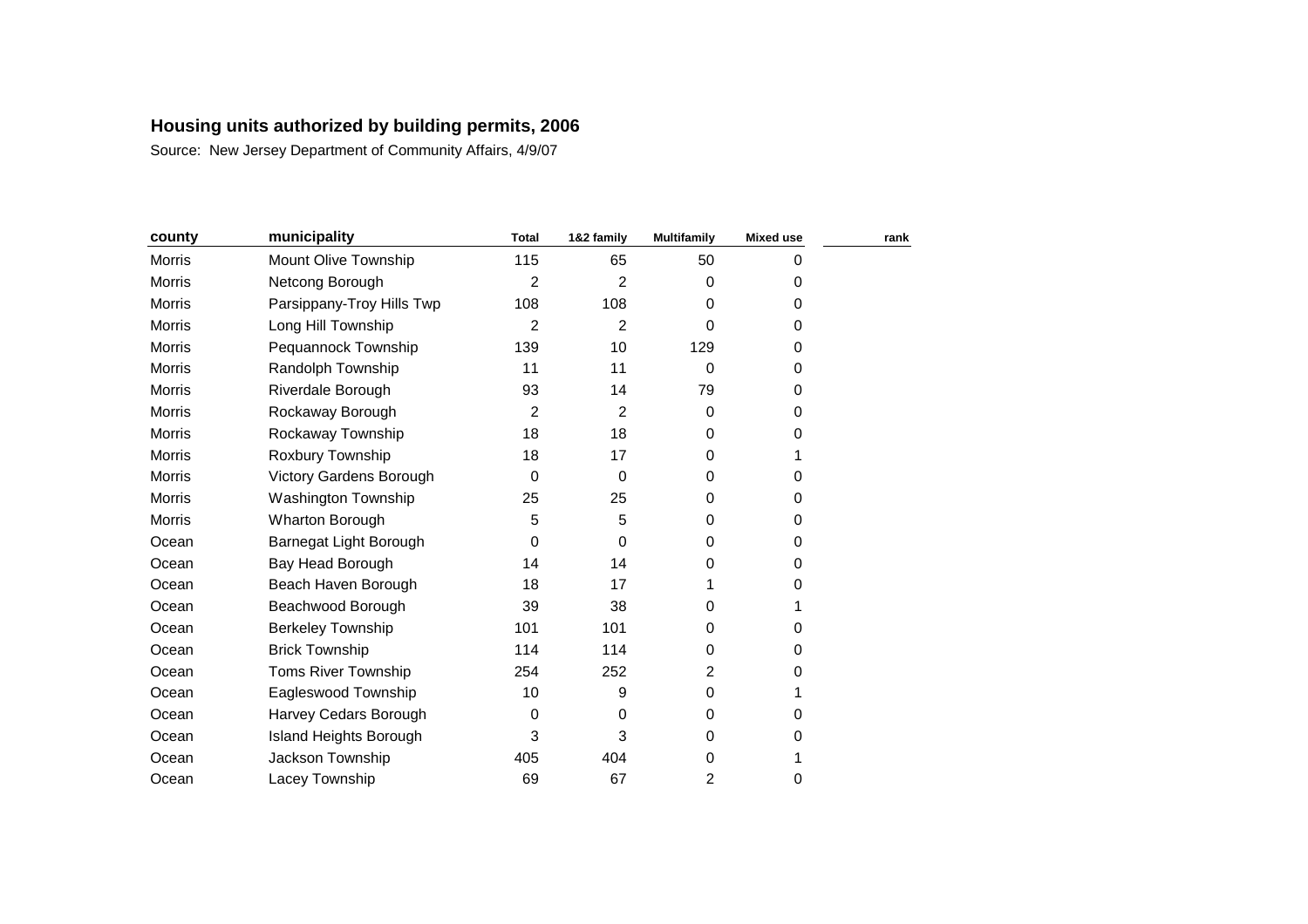**Housing units authorized by building permits, 2006**

Source: New Jersey Department of Community Affairs, 4/9/07

| county | municipality | Total | 1&2 family | Multifamily | Mixed use | rank |
|---|---|---|---|---|---|---|
| Morris | Mount Olive Township | 115 | 65 | 50 | 0 | |
| Morris | Netcong Borough | 2 | 2 | 0 | 0 | |
| Morris | Parsippany-Troy Hills Twp | 108 | 108 | 0 | 0 | |
| Morris | Long Hill Township | 2 | 2 | 0 | 0 | |
| Morris | Pequannock Township | 139 | 10 | 129 | 0 | |
| Morris | Randolph Township | 11 | 11 | 0 | 0 | |
| Morris | Riverdale Borough | 93 | 14 | 79 | 0 | |
| Morris | Rockaway Borough | 2 | 2 | 0 | 0 | |
| Morris | Rockaway Township | 18 | 18 | 0 | 0 | |
| Morris | Roxbury Township | 18 | 17 | 0 | 1 | |
| Morris | Victory Gardens Borough | 0 | 0 | 0 | 0 | |
| Morris | Washington Township | 25 | 25 | 0 | 0 | |
| Morris | Wharton Borough | 5 | 5 | 0 | 0 | |
| Ocean | Barnegat Light Borough | 0 | 0 | 0 | 0 | |
| Ocean | Bay Head Borough | 14 | 14 | 0 | 0 | |
| Ocean | Beach Haven Borough | 18 | 17 | 1 | 0 | |
| Ocean | Beachwood Borough | 39 | 38 | 0 | 1 | |
| Ocean | Berkeley Township | 101 | 101 | 0 | 0 | |
| Ocean | Brick Township | 114 | 114 | 0 | 0 | |
| Ocean | Toms River Township | 254 | 252 | 2 | 0 | |
| Ocean | Eagleswood Township | 10 | 9 | 0 | 1 | |
| Ocean | Harvey Cedars Borough | 0 | 0 | 0 | 0 | |
| Ocean | Island Heights Borough | 3 | 3 | 0 | 0 | |
| Ocean | Jackson Township | 405 | 404 | 0 | 1 | |
| Ocean | Lacey Township | 69 | 67 | 2 | 0 | |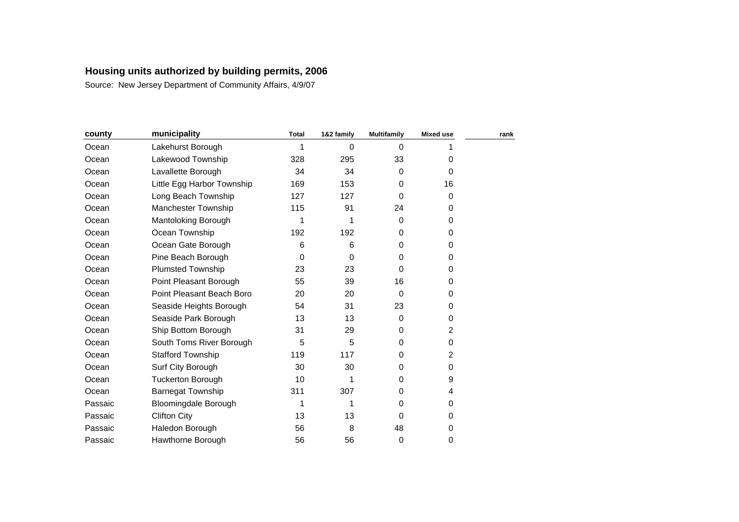**Housing units authorized by building permits, 2006**

Source: New Jersey Department of Community Affairs, 4/9/07

| county | municipality | Total | 1&2 family | Multifamily | Mixed use | rank |
|---|---|---|---|---|---|---|
| Ocean | Lakehurst Borough | 1 | 0 | 0 | 1 | |
| Ocean | Lakewood Township | 328 | 295 | 33 | 0 | |
| Ocean | Lavallette Borough | 34 | 34 | 0 | 0 | |
| Ocean | Little Egg Harbor Township | 169 | 153 | 0 | 16 | |
| Ocean | Long Beach Township | 127 | 127 | 0 | 0 | |
| Ocean | Manchester Township | 115 | 91 | 24 | 0 | |
| Ocean | Mantoloking Borough | 1 | 1 | 0 | 0 | |
| Ocean | Ocean Township | 192 | 192 | 0 | 0 | |
| Ocean | Ocean Gate Borough | 6 | 6 | 0 | 0 | |
| Ocean | Pine Beach Borough | 0 | 0 | 0 | 0 | |
| Ocean | Plumsted Township | 23 | 23 | 0 | 0 | |
| Ocean | Point Pleasant Borough | 55 | 39 | 16 | 0 | |
| Ocean | Point Pleasant Beach Boro | 20 | 20 | 0 | 0 | |
| Ocean | Seaside Heights Borough | 54 | 31 | 23 | 0 | |
| Ocean | Seaside Park Borough | 13 | 13 | 0 | 0 | |
| Ocean | Ship Bottom Borough | 31 | 29 | 0 | 2 | |
| Ocean | South Toms River Borough | 5 | 5 | 0 | 0 | |
| Ocean | Stafford Township | 119 | 117 | 0 | 2 | |
| Ocean | Surf City Borough | 30 | 30 | 0 | 0 | |
| Ocean | Tuckerton Borough | 10 | 1 | 0 | 9 | |
| Ocean | Barnegat Township | 311 | 307 | 0 | 4 | |
| Passaic | Bloomingdale Borough | 1 | 1 | 0 | 0 | |
| Passaic | Clifton City | 13 | 13 | 0 | 0 | |
| Passaic | Haledon Borough | 56 | 8 | 48 | 0 | |
| Passaic | Hawthorne Borough | 56 | 56 | 0 | 0 | |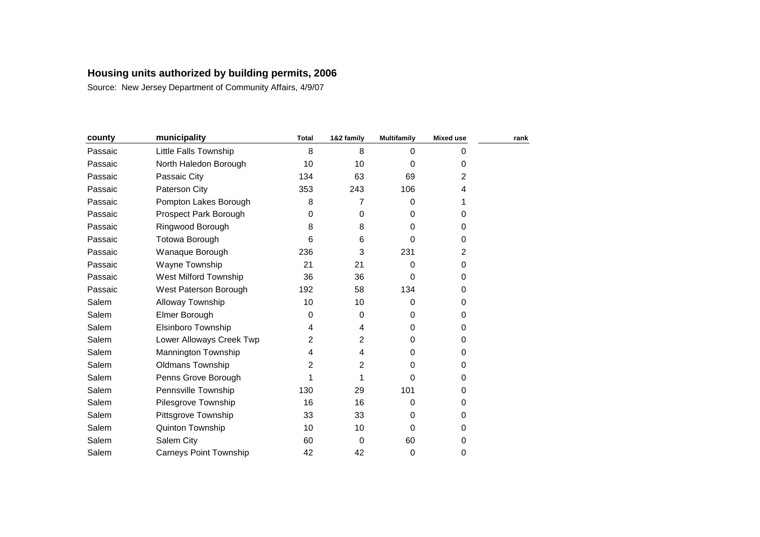**Housing units authorized by building permits, 2006**

Source: New Jersey Department of Community Affairs, 4/9/07

| county | municipality | Total | 1&2 family | Multifamily | Mixed use | rank |
|---|---|---|---|---|---|---|
| Passaic | Little Falls Township | 8 | 8 | 0 | 0 | |
| Passaic | North Haledon Borough | 10 | 10 | 0 | 0 | |
| Passaic | Passaic City | 134 | 63 | 69 | 2 | |
| Passaic | Paterson City | 353 | 243 | 106 | 4 | |
| Passaic | Pompton Lakes Borough | 8 | 7 | 0 | 1 | |
| Passaic | Prospect Park Borough | 0 | 0 | 0 | 0 | |
| Passaic | Ringwood Borough | 8 | 8 | 0 | 0 | |
| Passaic | Totowa Borough | 6 | 6 | 0 | 0 | |
| Passaic | Wanaque Borough | 236 | 3 | 231 | 2 | |
| Passaic | Wayne Township | 21 | 21 | 0 | 0 | |
| Passaic | West Milford Township | 36 | 36 | 0 | 0 | |
| Passaic | West Paterson Borough | 192 | 58 | 134 | 0 | |
| Salem | Alloway Township | 10 | 10 | 0 | 0 | |
| Salem | Elmer Borough | 0 | 0 | 0 | 0 | |
| Salem | Elsinboro Township | 4 | 4 | 0 | 0 | |
| Salem | Lower Alloways Creek Twp | 2 | 2 | 0 | 0 | |
| Salem | Mannington Township | 4 | 4 | 0 | 0 | |
| Salem | Oldmans Township | 2 | 2 | 0 | 0 | |
| Salem | Penns Grove Borough | 1 | 1 | 0 | 0 | |
| Salem | Pennsville Township | 130 | 29 | 101 | 0 | |
| Salem | Pilesgrove Township | 16 | 16 | 0 | 0 | |
| Salem | Pittsgrove Township | 33 | 33 | 0 | 0 | |
| Salem | Quinton Township | 10 | 10 | 0 | 0 | |
| Salem | Salem City | 60 | 0 | 60 | 0 | |
| Salem | Carneys Point Township | 42 | 42 | 0 | 0 | |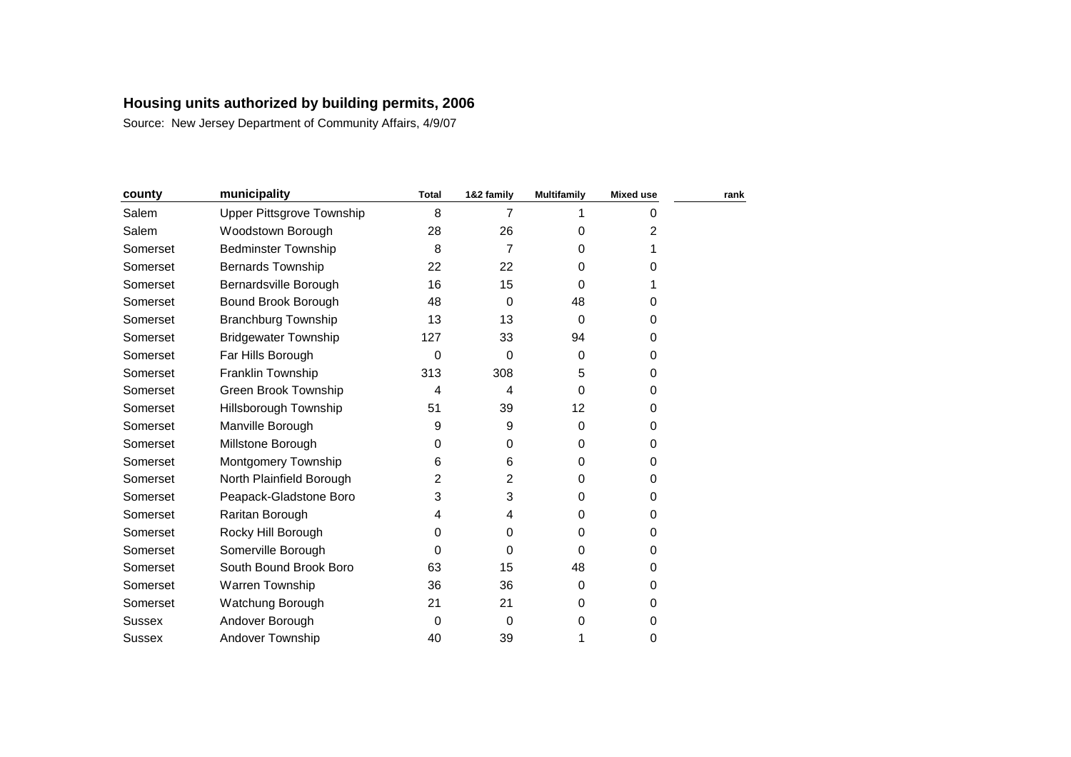**Housing units authorized by building permits, 2006**

Source: New Jersey Department of Community Affairs, 4/9/07

| county | municipality | Total | 1&2 family | Multifamily | Mixed use | rank |
|---|---|---|---|---|---|---|
| Salem | Upper Pittsgrove Township | 8 | 7 | 1 | 0 | |
| Salem | Woodstown Borough | 28 | 26 | 0 | 2 | |
| Somerset | Bedminster Township | 8 | 7 | 0 | 1 | |
| Somerset | Bernards Township | 22 | 22 | 0 | 0 | |
| Somerset | Bernardsville Borough | 16 | 15 | 0 | 1 | |
| Somerset | Bound Brook Borough | 48 | 0 | 48 | 0 | |
| Somerset | Branchburg Township | 13 | 13 | 0 | 0 | |
| Somerset | Bridgewater Township | 127 | 33 | 94 | 0 | |
| Somerset | Far Hills Borough | 0 | 0 | 0 | 0 | |
| Somerset | Franklin Township | 313 | 308 | 5 | 0 | |
| Somerset | Green Brook Township | 4 | 4 | 0 | 0 | |
| Somerset | Hillsborough Township | 51 | 39 | 12 | 0 | |
| Somerset | Manville Borough | 9 | 9 | 0 | 0 | |
| Somerset | Millstone Borough | 0 | 0 | 0 | 0 | |
| Somerset | Montgomery Township | 6 | 6 | 0 | 0 | |
| Somerset | North Plainfield Borough | 2 | 2 | 0 | 0 | |
| Somerset | Peapack-Gladstone Boro | 3 | 3 | 0 | 0 | |
| Somerset | Raritan Borough | 4 | 4 | 0 | 0 | |
| Somerset | Rocky Hill Borough | 0 | 0 | 0 | 0 | |
| Somerset | Somerville Borough | 0 | 0 | 0 | 0 | |
| Somerset | South Bound Brook Boro | 63 | 15 | 48 | 0 | |
| Somerset | Warren Township | 36 | 36 | 0 | 0 | |
| Somerset | Watchung Borough | 21 | 21 | 0 | 0 | |
| Sussex | Andover Borough | 0 | 0 | 0 | 0 | |
| Sussex | Andover Township | 40 | 39 | 1 | 0 | |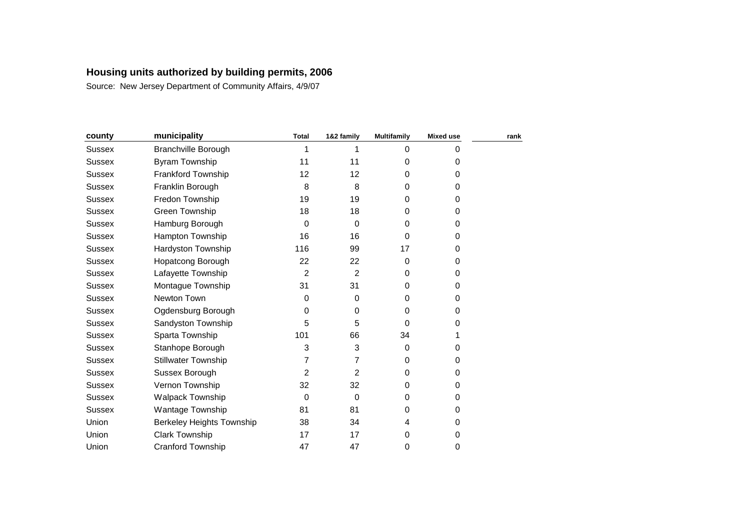**Housing units authorized by building permits, 2006**

Source: New Jersey Department of Community Affairs, 4/9/07

| county | municipality | Total | 1&2 family | Multifamily | Mixed use | rank |
|---|---|---|---|---|---|---|
| Sussex | Branchville Borough | 1 | 1 | 0 | 0 | |
| Sussex | Byram Township | 11 | 11 | 0 | 0 | |
| Sussex | Frankford Township | 12 | 12 | 0 | 0 | |
| Sussex | Franklin Borough | 8 | 8 | 0 | 0 | |
| Sussex | Fredon Township | 19 | 19 | 0 | 0 | |
| Sussex | Green Township | 18 | 18 | 0 | 0 | |
| Sussex | Hamburg Borough | 0 | 0 | 0 | 0 | |
| Sussex | Hampton Township | 16 | 16 | 0 | 0 | |
| Sussex | Hardyston Township | 116 | 99 | 17 | 0 | |
| Sussex | Hopatcong Borough | 22 | 22 | 0 | 0 | |
| Sussex | Lafayette Township | 2 | 2 | 0 | 0 | |
| Sussex | Montague Township | 31 | 31 | 0 | 0 | |
| Sussex | Newton Town | 0 | 0 | 0 | 0 | |
| Sussex | Ogdensburg Borough | 0 | 0 | 0 | 0 | |
| Sussex | Sandyston Township | 5 | 5 | 0 | 0 | |
| Sussex | Sparta Township | 101 | 66 | 34 | 1 | |
| Sussex | Stanhope Borough | 3 | 3 | 0 | 0 | |
| Sussex | Stillwater Township | 7 | 7 | 0 | 0 | |
| Sussex | Sussex Borough | 2 | 2 | 0 | 0 | |
| Sussex | Vernon Township | 32 | 32 | 0 | 0 | |
| Sussex | Walpack Township | 0 | 0 | 0 | 0 | |
| Sussex | Wantage Township | 81 | 81 | 0 | 0 | |
| Union | Berkeley Heights Township | 38 | 34 | 4 | 0 | |
| Union | Clark Township | 17 | 17 | 0 | 0 | |
| Union | Cranford Township | 47 | 47 | 0 | 0 | |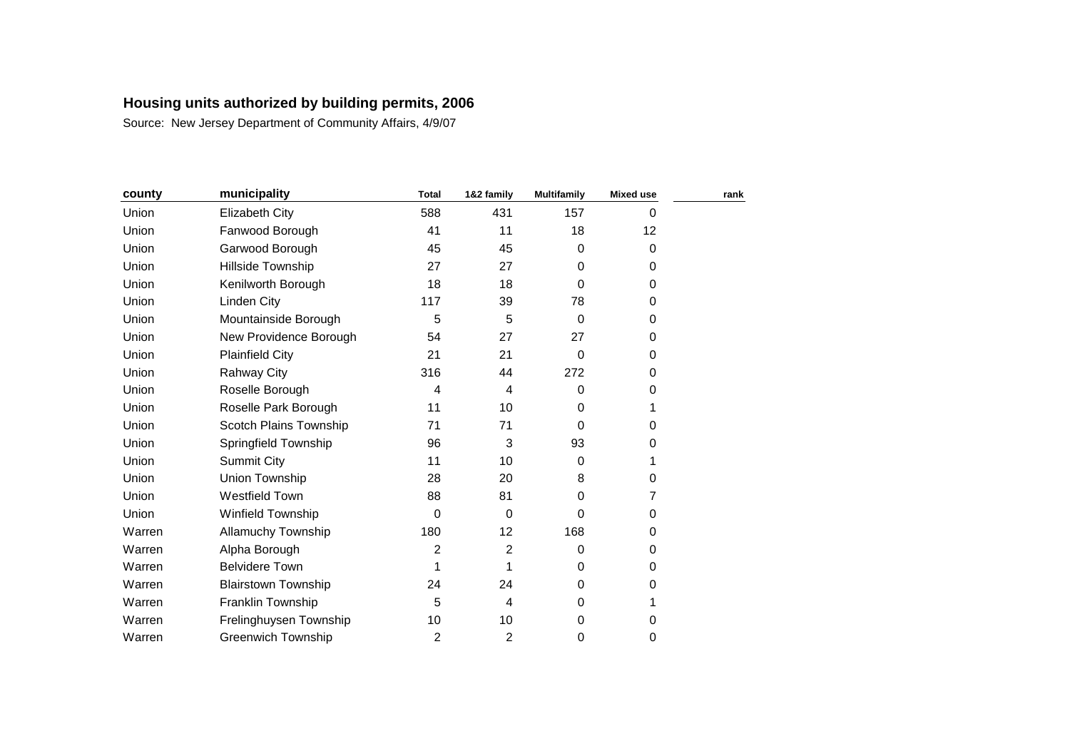## Housing units authorized by building permits, 2006

Source: New Jersey Department of Community Affairs, 4/9/07

| county | municipality | Total | 1&2 family | Multifamily | Mixed use | rank |
|---|---|---|---|---|---|---|
| Union | Elizabeth City | 588 | 431 | 157 | 0 | |
| Union | Fanwood Borough | 41 | 11 | 18 | 12 | |
| Union | Garwood Borough | 45 | 45 | 0 | 0 | |
| Union | Hillside Township | 27 | 27 | 0 | 0 | |
| Union | Kenilworth Borough | 18 | 18 | 0 | 0 | |
| Union | Linden City | 117 | 39 | 78 | 0 | |
| Union | Mountainside Borough | 5 | 5 | 0 | 0 | |
| Union | New Providence Borough | 54 | 27 | 27 | 0 | |
| Union | Plainfield City | 21 | 21 | 0 | 0 | |
| Union | Rahway City | 316 | 44 | 272 | 0 | |
| Union | Roselle Borough | 4 | 4 | 0 | 0 | |
| Union | Roselle Park Borough | 11 | 10 | 0 | 1 | |
| Union | Scotch Plains Township | 71 | 71 | 0 | 0 | |
| Union | Springfield Township | 96 | 3 | 93 | 0 | |
| Union | Summit City | 11 | 10 | 0 | 1 | |
| Union | Union Township | 28 | 20 | 8 | 0 | |
| Union | Westfield Town | 88 | 81 | 0 | 7 | |
| Union | Winfield Township | 0 | 0 | 0 | 0 | |
| Warren | Allamuchy Township | 180 | 12 | 168 | 0 | |
| Warren | Alpha Borough | 2 | 2 | 0 | 0 | |
| Warren | Belvidere Town | 1 | 1 | 0 | 0 | |
| Warren | Blairstown Township | 24 | 24 | 0 | 0 | |
| Warren | Franklin Township | 5 | 4 | 0 | 1 | |
| Warren | Frelinghuysen Township | 10 | 10 | 0 | 0 | |
| Warren | Greenwich Township | 2 | 2 | 0 | 0 | |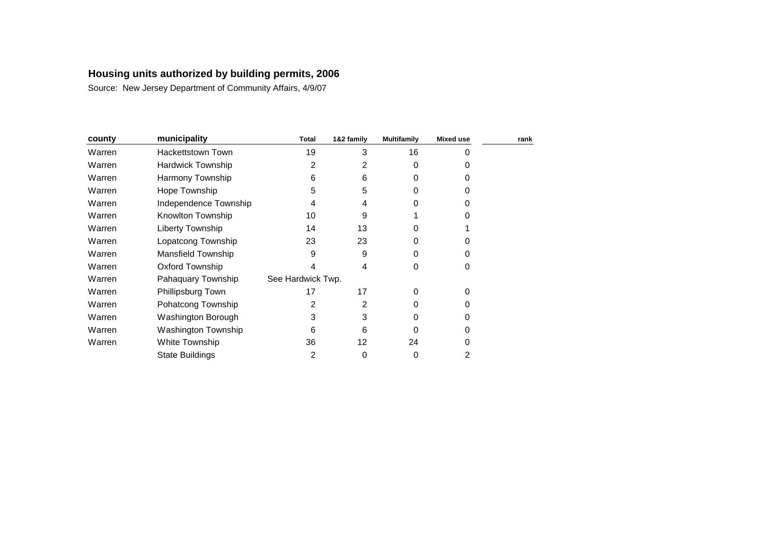## Housing units authorized by building permits, 2006

Source: New Jersey Department of Community Affairs, 4/9/07

| county | municipality | Total | 1&2 family | Multifamily | Mixed use | rank |
|---|---|---|---|---|---|---|
| Warren | Hackettstown Town | 19 | 3 | 16 | 0 | |
| Warren | Hardwick Township | 2 | 2 | 0 | 0 | |
| Warren | Harmony Township | 6 | 6 | 0 | 0 | |
| Warren | Hope Township | 5 | 5 | 0 | 0 | |
| Warren | Independence Township | 4 | 4 | 0 | 0 | |
| Warren | Knowlton Township | 10 | 9 | 1 | 0 | |
| Warren | Liberty Township | 14 | 13 | 0 | 1 | |
| Warren | Lopatcong Township | 23 | 23 | 0 | 0 | |
| Warren | Mansfield Township | 9 | 9 | 0 | 0 | |
| Warren | Oxford Township | 4 | 4 | 0 | 0 | |
| Warren | Pahaquary Township | See Hardwick Twp. | | | | |
| Warren | Phillipsburg Town | 17 | 17 | 0 | 0 | |
| Warren | Pohatcong Township | 2 | 2 | 0 | 0 | |
| Warren | Washington Borough | 3 | 3 | 0 | 0 | |
| Warren | Washington Township | 6 | 6 | 0 | 0 | |
| Warren | White Township | 36 | 12 | 24 | 0 | |
| | State Buildings | 2 | 0 | 0 | 2 | |